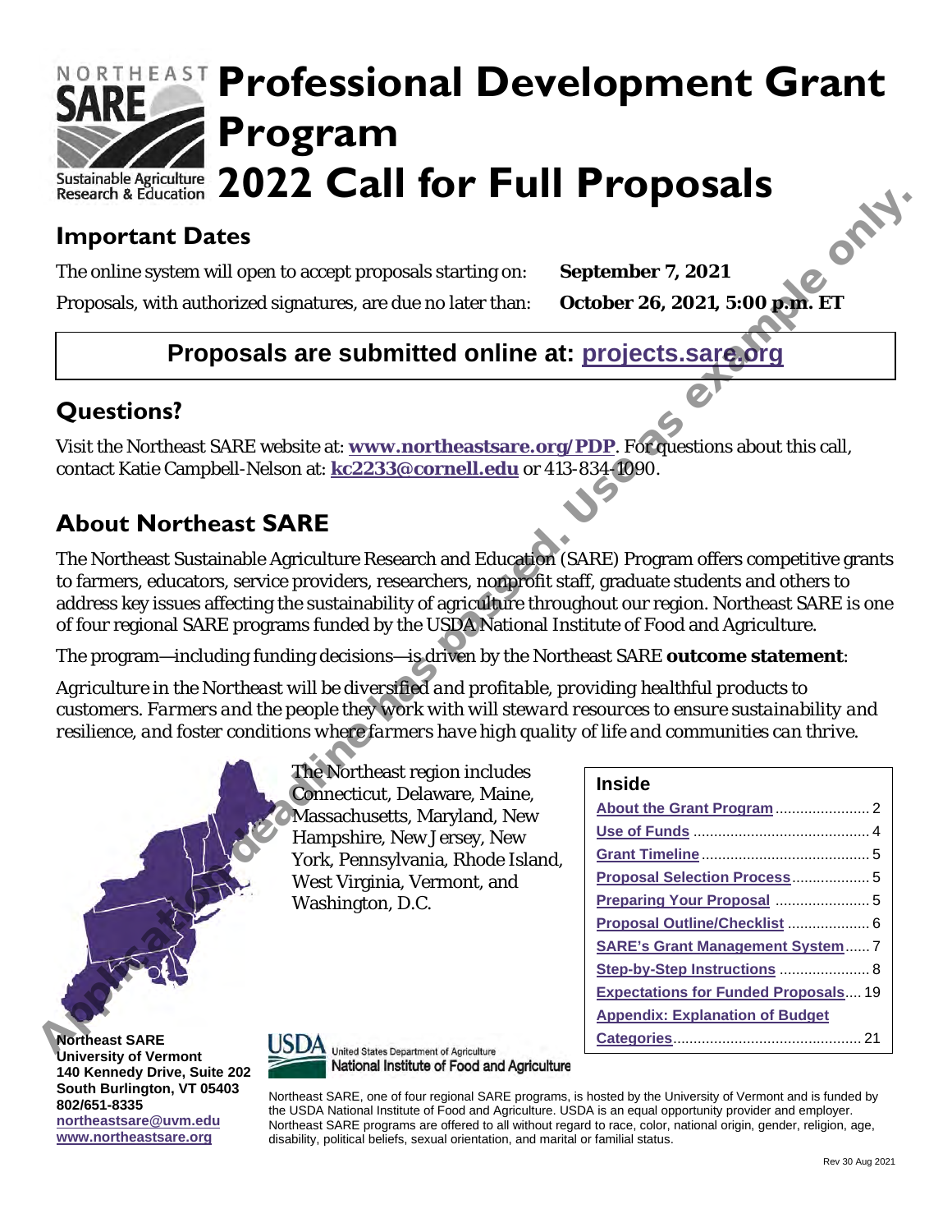# Professional Development Grant Program 2022 Call for Full Proposals

NORTHEAST SARE
Sustainable Agriculture Research & Education

Application deadline has passed. Use as example only.

## Important Dates

The online system will open to accept proposals starting on: **September 7, 2021**

Proposals, with authorized signatures, are due no later than: **October 26, 2021, 5:00 p.m. ET**

**Proposals are submitted online at: projects.sare.org**

## Questions?

Visit the Northeast SARE website at: **www.northeastsare.org/PDP**. For questions about this call, contact Katie Campbell-Nelson at: **kc2233@cornell.edu** or 413-834-1090.

## About Northeast SARE

The Northeast Sustainable Agriculture Research and Education (SARE) Program offers competitive grants to farmers, educators, service providers, researchers, nonprofit staff, graduate students and others to address key issues affecting the sustainability of agriculture throughout our region. Northeast SARE is one of four regional SARE programs funded by the USDA National Institute of Food and Agriculture.

The program—including funding decisions—is driven by the Northeast SARE **outcome statement**:

*Agriculture in the Northeast will be diversified and profitable, providing healthful products to customers. Farmers and the people they work with will steward resources to ensure sustainability and resilience, and foster conditions where farmers have high quality of life and communities can thrive.*

The Northeast region includes Connecticut, Delaware, Maine, Massachusetts, Maryland, New Hampshire, New Jersey, New York, Pennsylvania, Rhode Island, West Virginia, Vermont, and Washington, D.C.

**Inside**

- About the Grant Program ........ 2
- Use of Funds ........ 4
- Grant Timeline ........ 5
- Proposal Selection Process ........ 5
- Preparing Your Proposal ........ 5
- Proposal Outline/Checklist ........ 6
- SARE's Grant Management System ........ 7
- Step-by-Step Instructions ........ 8
- Expectations for Funded Proposals ........ 19
- Appendix: Explanation of Budget Categories ........ 21

**Northeast SARE**
**University of Vermont**
**140 Kennedy Drive, Suite 202**
**South Burlington, VT 05403**
**802/651-8335**
**northeastsare@uvm.edu**
**www.northeastsare.org**

USDA United States Department of Agriculture
National Institute of Food and Agriculture

Northeast SARE, one of four regional SARE programs, is hosted by the University of Vermont and is funded by the USDA National Institute of Food and Agriculture. USDA is an equal opportunity provider and employer. Northeast SARE programs are offered to all without regard to race, color, national origin, gender, religion, age, disability, political beliefs, sexual orientation, and marital or familial status.

Rev 30 Aug 2021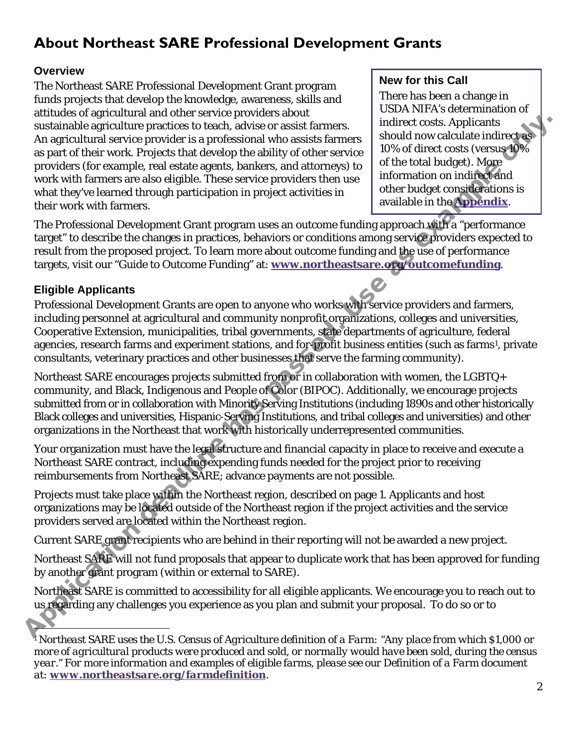# About Northeast SARE Professional Development Grants

### Overview

The Northeast SARE Professional Development Grant program funds projects that develop the knowledge, awareness, skills and attitudes of agricultural and other service providers about sustainable agriculture practices to teach, advise or assist farmers. An agricultural service provider is a professional who assists farmers as part of their work. Projects that develop the ability of other service providers (for example, real estate agents, bankers, and attorneys) to work with farmers are also eligible. These service providers then use what they've learned through participation in project activities in their work with farmers.

> **New for this Call**
>
> There has been a change in USDA NIFA's determination of indirect costs. Applicants should now calculate indirect as 10% of direct costs (versus 10% of the total budget). More information on indirect and other budget considerations is available in the **Appendix**.

The Professional Development Grant program uses an outcome funding approach with a "performance target" to describe the changes in practices, behaviors or conditions among service providers expected to result from the proposed project. To learn more about outcome funding and the use of performance targets, visit our "Guide to Outcome Funding" at: **www.northeastsare.org/outcomefunding**.

### Eligible Applicants

Professional Development Grants are open to anyone who works with service providers and farmers, including personnel at agricultural and community nonprofit organizations, colleges and universities, Cooperative Extension, municipalities, tribal governments, state departments of agriculture, federal agencies, research farms and experiment stations, and for-profit business entities (such as farms[1], private consultants, veterinary practices and other businesses that serve the farming community).

Northeast SARE encourages projects submitted from or in collaboration with women, the LGBTQ+ community, and Black, Indigenous and People of Color (BIPOC). Additionally, we encourage projects submitted from or in collaboration with Minority Serving Institutions (including 1890s and other historically Black colleges and universities, Hispanic-Serving Institutions, and tribal colleges and universities) and other organizations in the Northeast that work with historically underrepresented communities.

Your organization must have the legal structure and financial capacity in place to receive and execute a Northeast SARE contract, including expending funds needed for the project prior to receiving reimbursements from Northeast SARE; advance payments are not possible.

Projects must take place within the Northeast region, described on page 1. Applicants and host organizations may be located outside of the Northeast region if the project activities and the service providers served are located within the Northeast region.

Current SARE grant recipients who are behind in their reporting will not be awarded a new project.

Northeast SARE will not fund proposals that appear to duplicate work that has been approved for funding by another grant program (within or external to SARE).

Northeast SARE is committed to accessibility for all eligible applicants. We encourage you to reach out to us regarding any challenges you experience as you plan and submit your proposal. To do so or to

---

[1] *Northeast SARE uses the U.S. Census of Agriculture definition of a Farm: "Any place from which $1,000 or more of agricultural products were produced and sold, or normally would have been sold, during the census year." For more information and examples of eligible farms, please see our Definition of a Farm document at:* **www.northeastsare.org/farmdefinition**.

Application deadline has passed. Use as example only.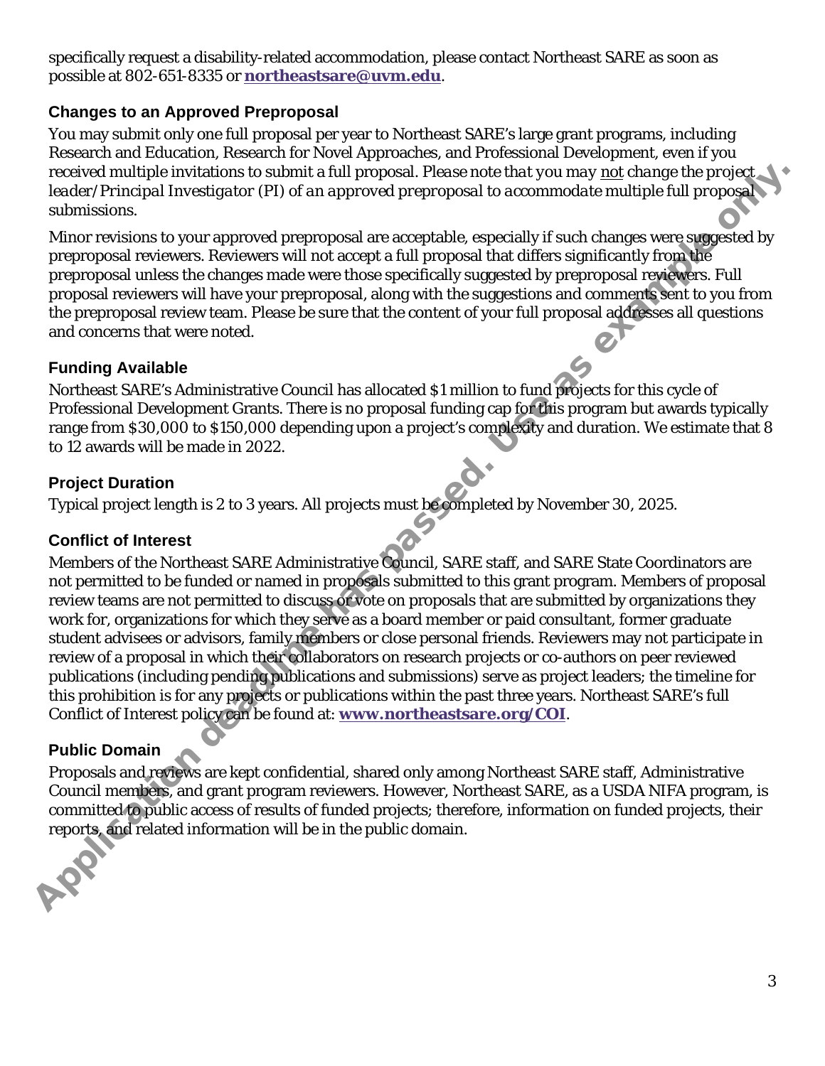specifically request a disability-related accommodation, please contact Northeast SARE as soon as possible at 802-651-8335 or **northeastsare@uvm.edu**.

### Changes to an Approved Preproposal

You may submit only one full proposal per year to Northeast SARE's large grant programs, including Research and Education, Research for Novel Approaches, and Professional Development, even if you received multiple invitations to submit a full proposal. *Please note that you may not change the project leader/Principal Investigator (PI) of an approved preproposal to accommodate multiple full proposal* submissions.

Minor revisions to your approved preproposal are acceptable, especially if such changes were suggested by preproposal reviewers. Reviewers will not accept a full proposal that differs significantly from the preproposal unless the changes made were those specifically suggested by preproposal reviewers. Full proposal reviewers will have your preproposal, along with the suggestions and comments sent to you from the preproposal review team. Please be sure that the content of your full proposal addresses all questions and concerns that were noted.

### Funding Available

Northeast SARE's Administrative Council has allocated $1 million to fund projects for this cycle of Professional Development Grants. There is no proposal funding cap for this program but awards typically range from $30,000 to $150,000 depending upon a project's complexity and duration. We estimate that 8 to 12 awards will be made in 2022.

### Project Duration

Typical project length is 2 to 3 years. All projects must be completed by November 30, 2025.

### Conflict of Interest

Members of the Northeast SARE Administrative Council, SARE staff, and SARE State Coordinators are not permitted to be funded or named in proposals submitted to this grant program. Members of proposal review teams are not permitted to discuss or vote on proposals that are submitted by organizations they work for, organizations for which they serve as a board member or paid consultant, former graduate student advisees or advisors, family members or close personal friends. Reviewers may not participate in review of a proposal in which their collaborators on research projects or co-authors on peer reviewed publications (including pending publications and submissions) serve as project leaders; the timeline for this prohibition is for any projects or publications within the past three years. Northeast SARE's full Conflict of Interest policy can be found at: **www.northeastsare.org/COI**.

### Public Domain

Proposals and reviews are kept confidential, shared only among Northeast SARE staff, Administrative Council members, and grant program reviewers. However, Northeast SARE, as a USDA NIFA program, is committed to public access of results of funded projects; therefore, information on funded projects, their reports, and related information will be in the public domain.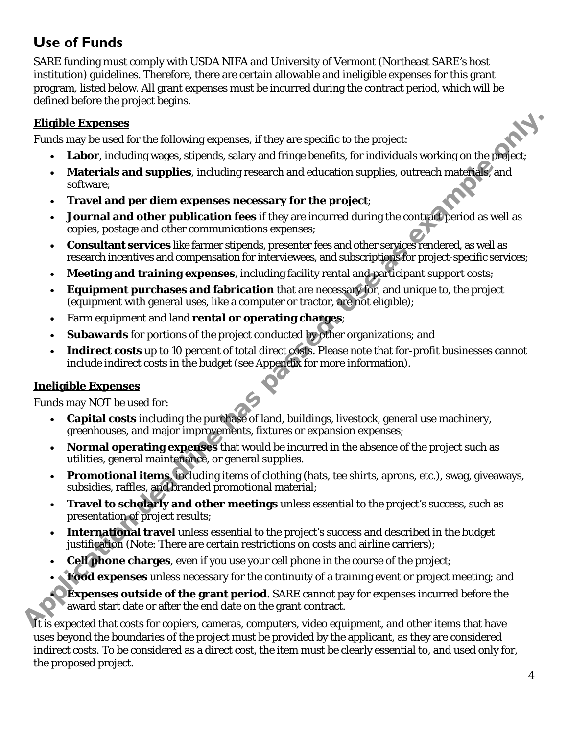## Use of Funds

SARE funding must comply with USDA NIFA and University of Vermont (Northeast SARE's host institution) guidelines. Therefore, there are certain allowable and ineligible expenses for this grant program, listed below. All grant expenses must be incurred during the contract period, which will be defined before the project begins.

### Eligible Expenses

Funds may be used for the following expenses, if they are specific to the project:

- **Labor**, including wages, stipends, salary and fringe benefits, for individuals working on the project;
- **Materials and supplies**, including research and education supplies, outreach materials, and software;
- **Travel and per diem expenses necessary for the project**;
- **Journal and other publication fees** if they are incurred during the contract period as well as copies, postage and other communications expenses;
- **Consultant services** like farmer stipends, presenter fees and other services rendered, as well as research incentives and compensation for interviewees, and subscriptions for project-specific services;
- **Meeting and training expenses**, including facility rental and participant support costs;
- **Equipment purchases and fabrication** that are necessary for, and unique to, the project (equipment with general uses, like a computer or tractor, are not eligible);
- Farm equipment and land **rental or operating charges**;
- **Subawards** for portions of the project conducted by other organizations; and
- **Indirect costs** up to 10 percent of total direct costs. Please note that for-profit businesses cannot include indirect costs in the budget (see Appendix for more information).

### Ineligible Expenses

Funds may NOT be used for:

- **Capital costs** including the purchase of land, buildings, livestock, general use machinery, greenhouses, and major improvements, fixtures or expansion expenses;
- **Normal operating expenses** that would be incurred in the absence of the project such as utilities, general maintenance, or general supplies.
- **Promotional items**, including items of clothing (hats, tee shirts, aprons, etc.), swag, giveaways, subsidies, raffles, and branded promotional material;
- **Travel to scholarly and other meetings** unless essential to the project's success, such as presentation of project results;
- **International travel** unless essential to the project's success and described in the budget justification (Note: There are certain restrictions on costs and airline carriers);
- **Cell phone charges**, even if you use your cell phone in the course of the project;
- **Food expenses** unless necessary for the continuity of a training event or project meeting; and
- **Expenses outside of the grant period**. SARE cannot pay for expenses incurred before the award start date or after the end date on the grant contract.

It is expected that costs for copiers, cameras, computers, video equipment, and other items that have uses beyond the boundaries of the project must be provided by the applicant, as they are considered indirect costs. To be considered as a direct cost, the item must be clearly essential to, and used only for, the proposed project.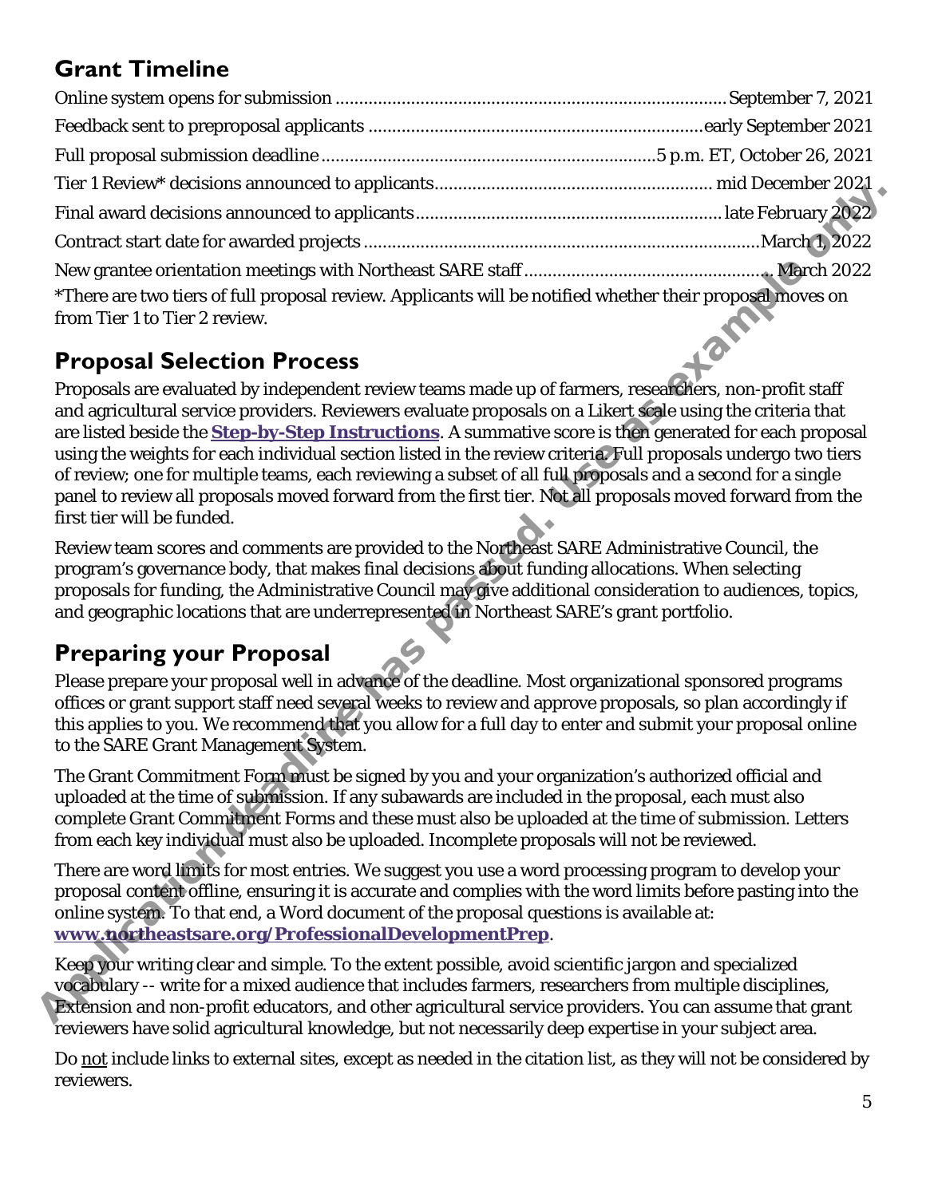## Grant Timeline

Online system opens for submission ... September 7, 2021

Feedback sent to preproposal applicants ... early September 2021

Full proposal submission deadline ... 5 p.m. ET, October 26, 2021

Tier 1 Review* decisions announced to applicants ... mid December 2021

Final award decisions announced to applicants ... late February 2022

Contract start date for awarded projects ... March 1, 2022

New grantee orientation meetings with Northeast SARE staff ... March 2022

*There are two tiers of full proposal review. Applicants will be notified whether their proposal moves on from Tier 1 to Tier 2 review.

## Proposal Selection Process

Proposals are evaluated by independent review teams made up of farmers, researchers, non-profit staff and agricultural service providers. Reviewers evaluate proposals on a Likert scale using the criteria that are listed beside the **Step-by-Step Instructions**. A summative score is then generated for each proposal using the weights for each individual section listed in the review criteria. Full proposals undergo two tiers of review; one for multiple teams, each reviewing a subset of all full proposals and a second for a single panel to review all proposals moved forward from the first tier. Not all proposals moved forward from the first tier will be funded.

Review team scores and comments are provided to the Northeast SARE Administrative Council, the program's governance body, that makes final decisions about funding allocations. When selecting proposals for funding, the Administrative Council may give additional consideration to audiences, topics, and geographic locations that are underrepresented in Northeast SARE's grant portfolio.

## Preparing your Proposal

Please prepare your proposal well in advance of the deadline. Most organizational sponsored programs offices or grant support staff need several weeks to review and approve proposals, so plan accordingly if this applies to you. We recommend that you allow for a full day to enter and submit your proposal online to the SARE Grant Management System.

The Grant Commitment Form must be signed by you and your organization's authorized official and uploaded at the time of submission. If any subawards are included in the proposal, each must also complete Grant Commitment Forms and these must also be uploaded at the time of submission. Letters from each key individual must also be uploaded. Incomplete proposals will not be reviewed.

There are word limits for most entries. We suggest you use a word processing program to develop your proposal content offline, ensuring it is accurate and complies with the word limits before pasting into the online system. To that end, a Word document of the proposal questions is available at: **www.northeastsare.org/ProfessionalDevelopmentPrep**.

Keep your writing clear and simple. To the extent possible, avoid scientific jargon and specialized vocabulary -- write for a mixed audience that includes farmers, researchers from multiple disciplines, Extension and non-profit educators, and other agricultural service providers. You can assume that grant reviewers have solid agricultural knowledge, but not necessarily deep expertise in your subject area.

Do not include links to external sites, except as needed in the citation list, as they will not be considered by reviewers.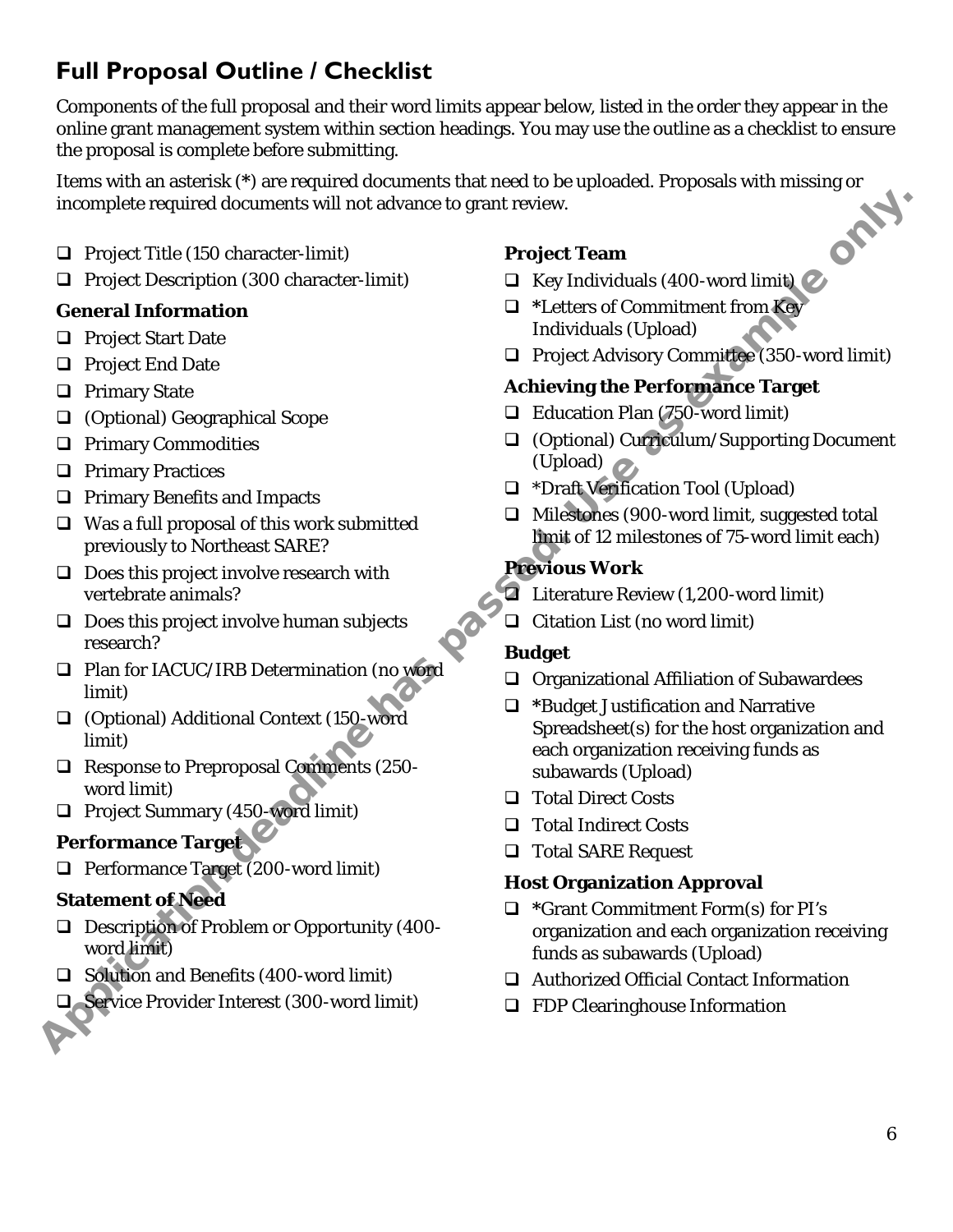## Full Proposal Outline / Checklist

Components of the full proposal and their word limits appear below, listed in the order they appear in the online grant management system within section headings. You may use the outline as a checklist to ensure the proposal is complete before submitting.

Items with an asterisk (*) are required documents that need to be uploaded. Proposals with missing or incomplete required documents will not advance to grant review.

- ❑ Project Title (150 character-limit)
- ❑ Project Description (300 character-limit)

**General Information**

- ❑ Project Start Date
- ❑ Project End Date
- ❑ Primary State
- ❑ (Optional) Geographical Scope
- ❑ Primary Commodities
- ❑ Primary Practices
- ❑ Primary Benefits and Impacts
- ❑ Was a full proposal of this work submitted previously to Northeast SARE?
- ❑ Does this project involve research with vertebrate animals?
- ❑ Does this project involve human subjects research?
- ❑ Plan for IACUC/IRB Determination (no word limit)
- ❑ (Optional) Additional Context (150-word limit)
- ❑ Response to Preproposal Comments (250-word limit)
- ❑ Project Summary (450-word limit)

**Performance Target**

- ❑ Performance Target (200-word limit)

**Statement of Need**

- ❑ Description of Problem or Opportunity (400-word limit)
- ❑ Solution and Benefits (400-word limit)
- ❑ Service Provider Interest (300-word limit)

**Project Team**

- ❑ Key Individuals (400-word limit)
- ❑ *Letters of Commitment from Key Individuals (Upload)
- ❑ Project Advisory Committee (350-word limit)

**Achieving the Performance Target**

- ❑ Education Plan (750-word limit)
- ❑ (Optional) Curriculum/Supporting Document (Upload)
- ❑ *Draft Verification Tool (Upload)
- ❑ Milestones (900-word limit, suggested total limit of 12 milestones of 75-word limit each)

**Previous Work**

- ❑ Literature Review (1,200-word limit)
- ❑ Citation List (no word limit)

**Budget**

- ❑ Organizational Affiliation of Subawardees
- ❑ *Budget Justification and Narrative Spreadsheet(s) for the host organization and each organization receiving funds as subawards (Upload)
- ❑ Total Direct Costs
- ❑ Total Indirect Costs
- ❑ Total SARE Request

**Host Organization Approval**

- ❑ *Grant Commitment Form(s) for PI's organization and each organization receiving funds as subawards (Upload)
- ❑ Authorized Official Contact Information
- ❑ FDP Clearinghouse Information

Application deadline has passed. Use as example only.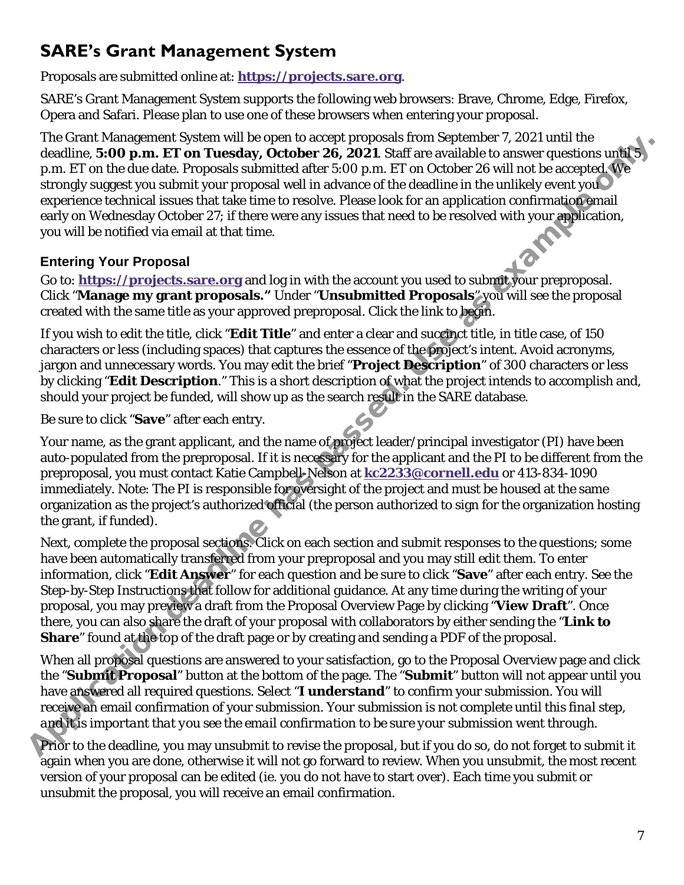## SARE's Grant Management System

Proposals are submitted online at: **https://projects.sare.org**.

SARE's Grant Management System supports the following web browsers: Brave, Chrome, Edge, Firefox, Opera and Safari. Please plan to use one of these browsers when entering your proposal.

The Grant Management System will be open to accept proposals from September 7, 2021 until the deadline, **5:00 p.m. ET on Tuesday, October 26, 2021**. Staff are available to answer questions until 5 p.m. ET on the due date. Proposals submitted after 5:00 p.m. ET on October 26 will not be accepted. We strongly suggest you submit your proposal well in advance of the deadline in the unlikely event you experience technical issues that take time to resolve. Please look for an application confirmation email early on Wednesday October 27; if there were any issues that need to be resolved with your application, you will be notified via email at that time.

### Entering Your Proposal

Go to: **https://projects.sare.org** and log in with the account you used to submit your preproposal. Click "**Manage my grant proposals."** Under "**Unsubmitted Proposals**" you will see the proposal created with the same title as your approved preproposal. Click the link to begin.

If you wish to edit the title, click "**Edit Title**" and enter a clear and succinct title, in title case, of 150 characters or less (including spaces) that captures the essence of the project's intent. Avoid acronyms, jargon and unnecessary words. You may edit the brief "**Project Description**" of 300 characters or less by clicking "**Edit Description**." This is a short description of what the project intends to accomplish and, should your project be funded, will show up as the search result in the SARE database.

Be sure to click "**Save**" after each entry.

Your name, as the grant applicant, and the name of project leader/principal investigator (PI) have been auto-populated from the preproposal. If it is necessary for the applicant and the PI to be different from the preproposal, you must contact Katie Campbell-Nelson at **kc2233@cornell.edu** or 413-834-1090 immediately. Note: The PI is responsible for oversight of the project and must be housed at the same organization as the project's authorized official (the person authorized to sign for the organization hosting the grant, if funded).

Next, complete the proposal sections. Click on each section and submit responses to the questions; some have been automatically transferred from your preproposal and you may still edit them. To enter information, click "**Edit Answer**" for each question and be sure to click "**Save**" after each entry. See the Step-by-Step Instructions that follow for additional guidance. At any time during the writing of your proposal, you may preview a draft from the Proposal Overview Page by clicking "**View Draft**". Once there, you can also share the draft of your proposal with collaborators by either sending the "**Link to Share**" found at the top of the draft page or by creating and sending a PDF of the proposal.

When all proposal questions are answered to your satisfaction, go to the Proposal Overview page and click the "**Submit Proposal**" button at the bottom of the page. The "**Submit**" button will not appear until you have answered all required questions. Select "**I understand**" to confirm your submission. You will receive an email confirmation of your submission. Your submission is not complete until this final step, *and it is important that you see the email confirmation to be sure your submission went through.*

Prior to the deadline, you may unsubmit to revise the proposal, but if you do so, do not forget to submit it again when you are done, otherwise it will not go forward to review. When you unsubmit, the most recent version of your proposal can be edited (ie. you do not have to start over). Each time you submit or unsubmit the proposal, you will receive an email confirmation.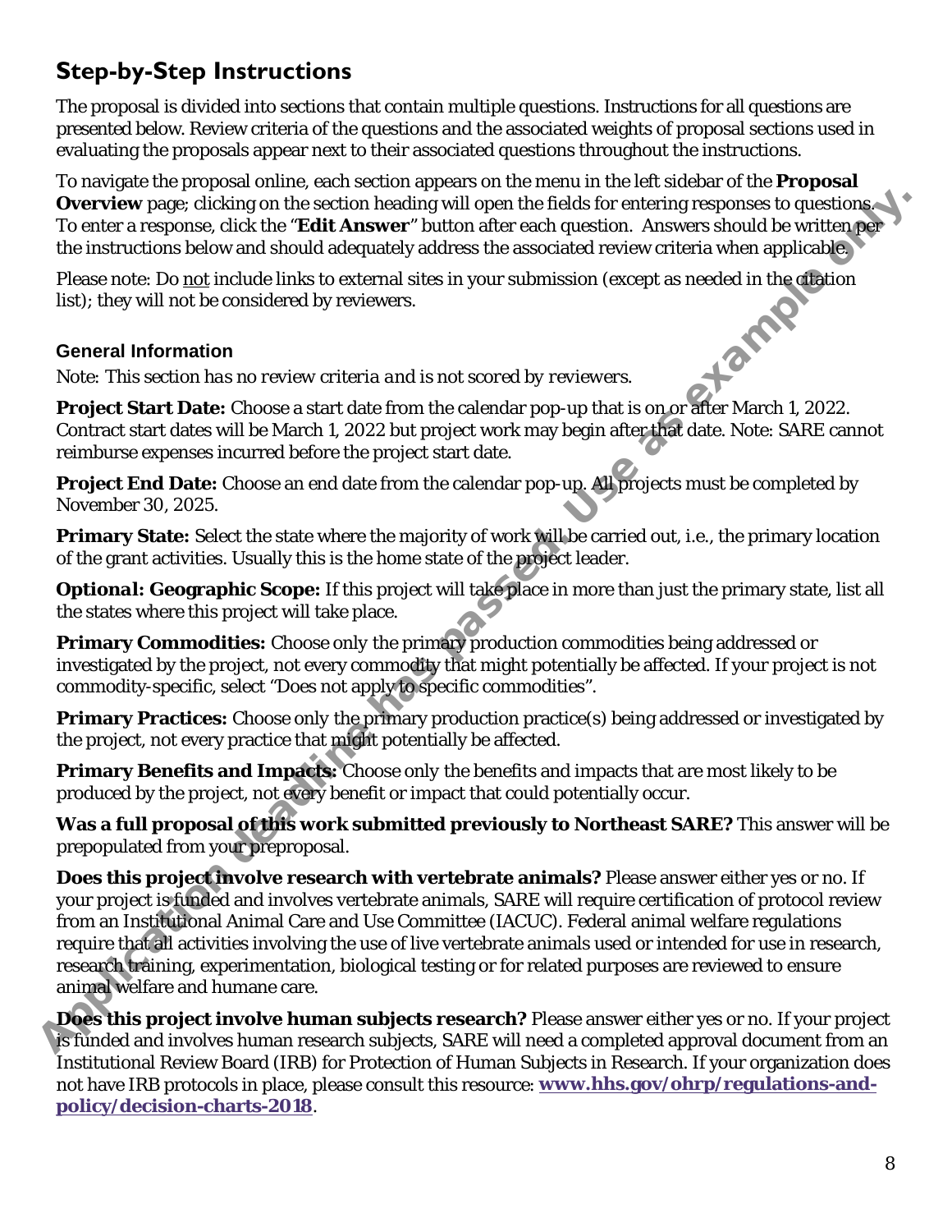## Step-by-Step Instructions

The proposal is divided into sections that contain multiple questions. Instructions for all questions are presented below. Review criteria of the questions and the associated weights of proposal sections used in evaluating the proposals appear next to their associated questions throughout the instructions.

To navigate the proposal online, each section appears on the menu in the left sidebar of the **Proposal Overview** page; clicking on the section heading will open the fields for entering responses to questions. To enter a response, click the "**Edit Answer**" button after each question. Answers should be written per the instructions below and should adequately address the associated review criteria when applicable.

Please note: Do not include links to external sites in your submission (except as needed in the citation list); they will not be considered by reviewers.

### General Information

*Note: This section has no review criteria and is not scored by reviewers.*

**Project Start Date:** Choose a start date from the calendar pop-up that is on or after March 1, 2022. Contract start dates will be March 1, 2022 but project work may begin after that date. Note: SARE cannot reimburse expenses incurred before the project start date.

**Project End Date:** Choose an end date from the calendar pop-up. All projects must be completed by November 30, 2025.

**Primary State:** Select the state where the majority of work will be carried out, i.e., the primary location of the grant activities. Usually this is the home state of the project leader.

***Optional:* Geographic Scope:** If this project will take place in more than just the primary state, list all the states where this project will take place.

**Primary Commodities:** Choose only the primary production commodities being addressed or investigated by the project, not every commodity that might potentially be affected. If your project is not commodity-specific, select "Does not apply to specific commodities".

**Primary Practices:** Choose only the primary production practice(s) being addressed or investigated by the project, not every practice that might potentially be affected.

**Primary Benefits and Impacts:** Choose only the benefits and impacts that are most likely to be produced by the project, not every benefit or impact that could potentially occur.

**Was a full proposal of this work submitted previously to Northeast SARE?** This answer will be prepopulated from your preproposal.

**Does this project involve research with vertebrate animals?** Please answer either yes or no. If your project is funded and involves vertebrate animals, SARE will require certification of protocol review from an Institutional Animal Care and Use Committee (IACUC). Federal animal welfare regulations require that all activities involving the use of live vertebrate animals used or intended for use in research, research training, experimentation, biological testing or for related purposes are reviewed to ensure animal welfare and humane care.

**Does this project involve human subjects research?** Please answer either yes or no. If your project is funded and involves human research subjects, SARE will need a completed approval document from an Institutional Review Board (IRB) for Protection of Human Subjects in Research. If your organization does not have IRB protocols in place, please consult this resource: **www.hhs.gov/ohrp/regulations-and-policy/decision-charts-2018**.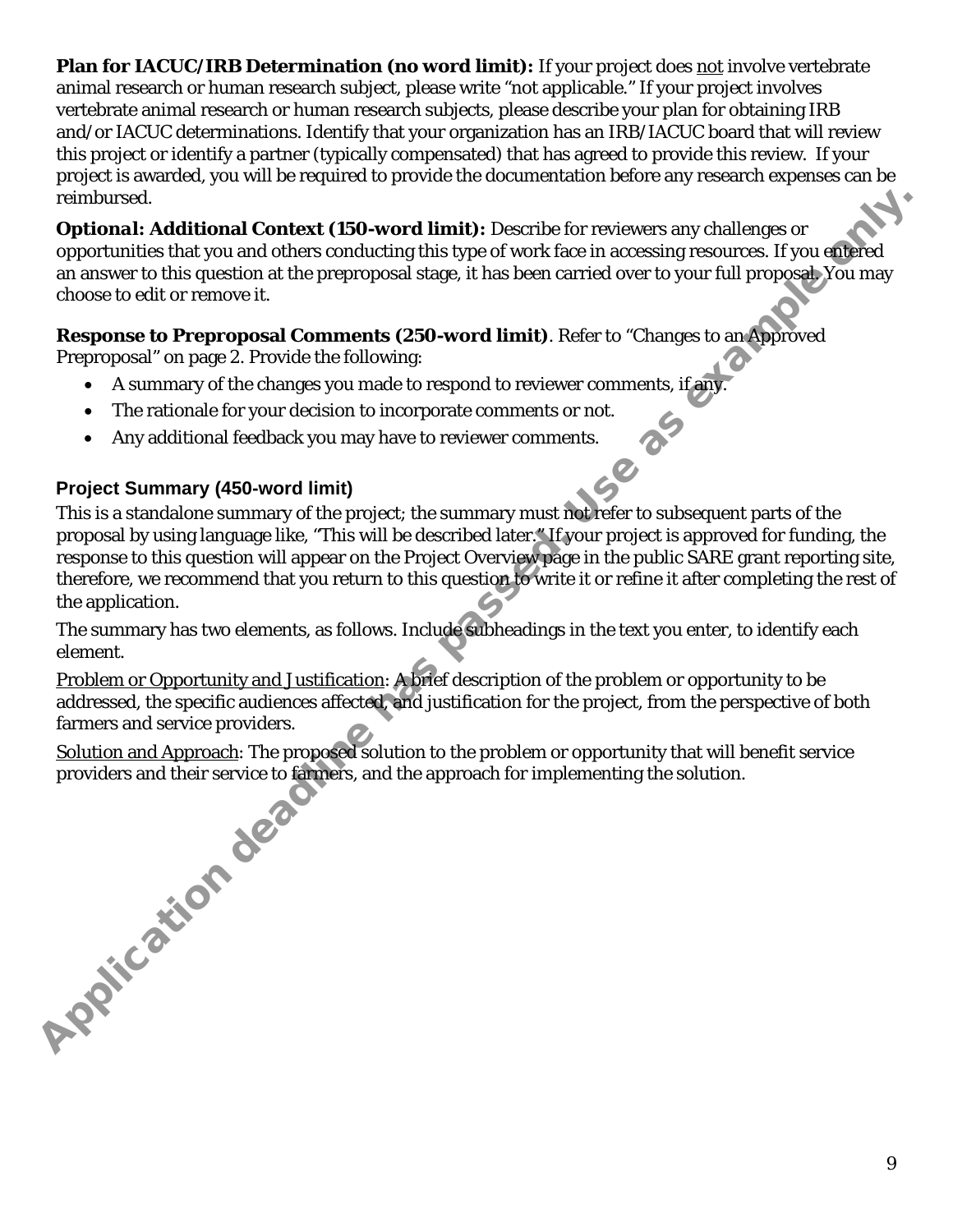**Plan for IACUC/IRB Determination (no word limit):** If your project does not involve vertebrate animal research or human research subject, please write "not applicable." If your project involves vertebrate animal research or human research subjects, please describe your plan for obtaining IRB and/or IACUC determinations. Identify that your organization has an IRB/IACUC board that will review this project or identify a partner (typically compensated) that has agreed to provide this review. If your project is awarded, you will be required to provide the documentation before any research expenses can be reimbursed.

**Optional: Additional Context (150-word limit):** Describe for reviewers any challenges or opportunities that you and others conducting this type of work face in accessing resources. If you entered an answer to this question at the preproposal stage, it has been carried over to your full proposal. You may choose to edit or remove it.

**Response to Preproposal Comments (250-word limit)**. Refer to "Changes to an Approved Preproposal" on page 2. Provide the following:

- A summary of the changes you made to respond to reviewer comments, if any.
- The rationale for your decision to incorporate comments or not.
- Any additional feedback you may have to reviewer comments.

### Project Summary (450-word limit)

This is a standalone summary of the project; the summary must not refer to subsequent parts of the proposal by using language like, "This will be described later." If your project is approved for funding, the response to this question will appear on the Project Overview page in the public SARE grant reporting site, therefore, we recommend that you return to this question to write it or refine it after completing the rest of the application.

The summary has two elements, as follows. Include subheadings in the text you enter, to identify each element.

Problem or Opportunity and Justification: A brief description of the problem or opportunity to be addressed, the specific audiences affected, and justification for the project, from the perspective of both farmers and service providers.

Solution and Approach: The proposed solution to the problem or opportunity that will benefit service providers and their service to farmers, and the approach for implementing the solution.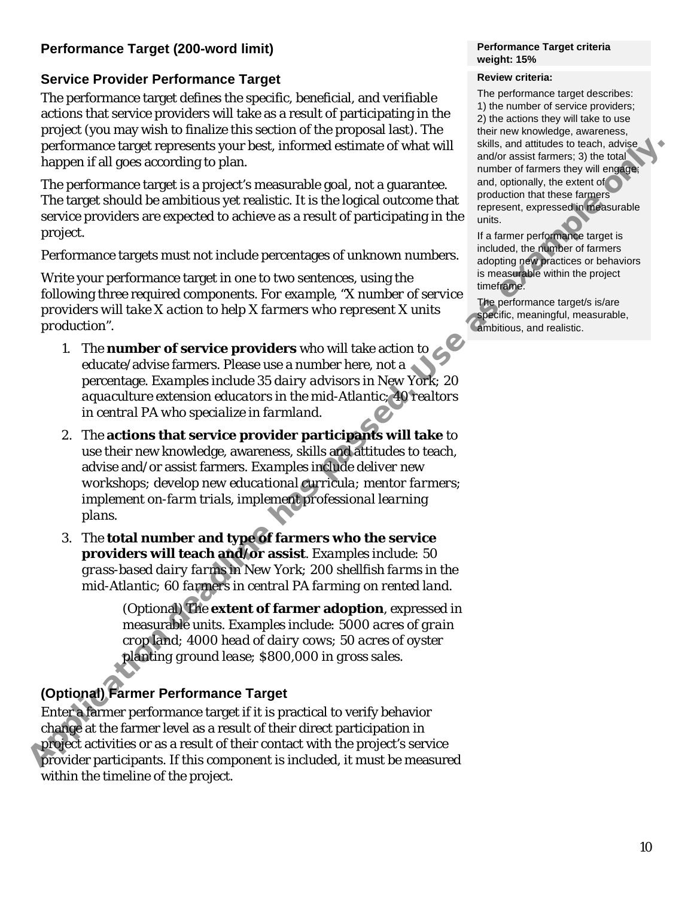## Performance Target (200-word limit)

### Service Provider Performance Target

The performance target defines the specific, beneficial, and verifiable actions that service providers will take as a result of participating in the project (you may wish to finalize this section of the proposal last). The performance target represents your best, informed estimate of what will happen if all goes according to plan.

The performance target is a project's measurable goal, not a guarantee. The target should be ambitious yet realistic. It is the logical outcome that service providers are expected to achieve as a result of participating in the project.

Performance targets must not include percentages of unknown numbers.

Write your performance target in one to two sentences, using the following three required components. *For example, "X number of service providers will take X action to help X farmers who represent X units production".*

1. The **number of service providers** who will take action to educate/advise farmers. Please use a number here, not a percentage. *Examples include 35 dairy advisors in New York; 20 aquaculture extension educators in the mid-Atlantic; 40 realtors in central PA who specialize in farmland.*
2. The **actions that service provider participants will take** to use their new knowledge, awareness, skills and attitudes to teach, advise and/or assist farmers. *Examples include deliver new workshops; develop new educational curricula; mentor farmers; implement on-farm trials, implement professional learning plans.*
3. The **total number and type of farmers who the service providers will teach and/or assist**. *Examples include: 50 grass-based dairy farms in New York; 200 shellfish farms in the mid-Atlantic; 60 farmers in central PA farming on rented land.*

   (Optional) The **extent of farmer adoption**, expressed in measurable units. *Examples include: 5000 acres of grain crop land; 4000 head of dairy cows; 50 acres of oyster planting ground lease; $800,000 in gross sales.*

### (Optional) Farmer Performance Target

Enter a farmer performance target if it is practical to verify behavior change at the farmer level as a result of their direct participation in project activities or as a result of their contact with the project's service provider participants. If this component is included, it must be measured within the timeline of the project.

**Performance Target criteria weight: 15%**

**Review criteria:**

The performance target describes: 1) the number of service providers; 2) the actions they will take to use their new knowledge, awareness, skills, and attitudes to teach, advise and/or assist farmers; 3) the total number of farmers they will engage; and, optionally, the extent of production that these farmers represent, expressed in measurable units.

If a farmer performance target is included, the number of farmers adopting new practices or behaviors is measurable within the project timeframe.

The performance target/s is/are specific, meaningful, measurable, ambitious, and realistic.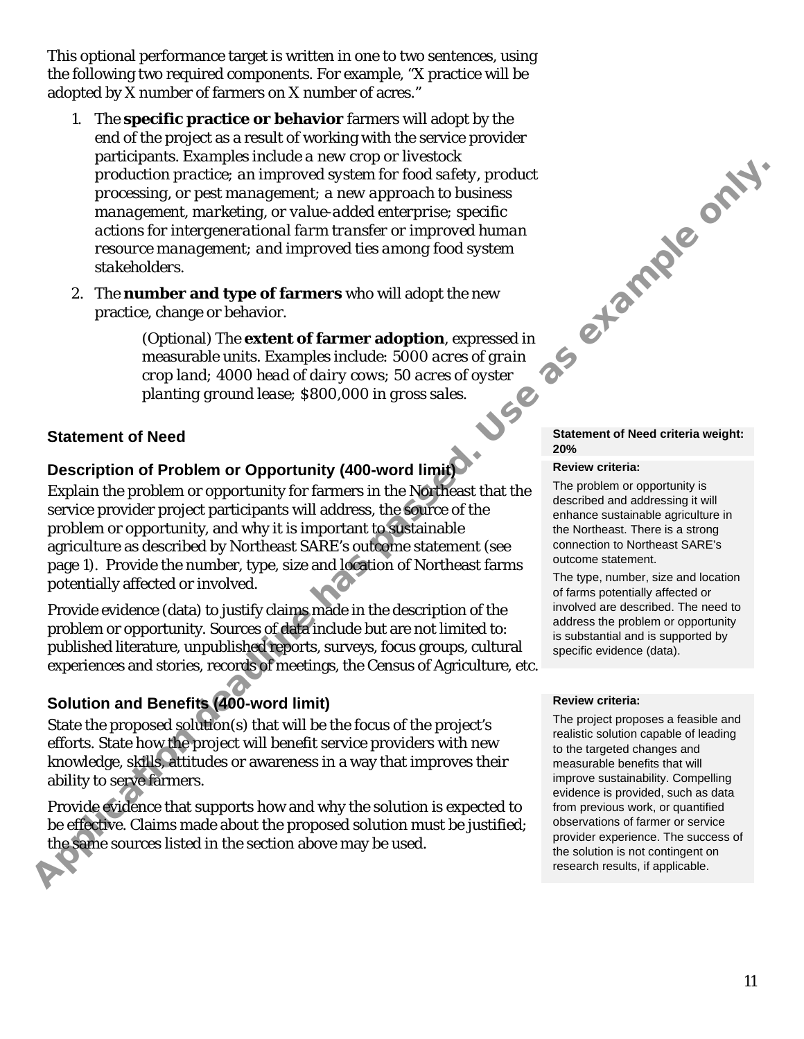This optional performance target is written in one to two sentences, using the following two required components. For example, "X practice will be adopted by X number of farmers on X number of acres."

1. The **specific practice or behavior** farmers will adopt by the end of the project as a result of working with the service provider participants. Examples include *a new crop or livestock production practice; an improved system for food safety, product processing, or pest management; a new approach to business management, marketing, or value-added enterprise; specific actions for intergenerational farm transfer or improved human resource management; and improved ties among food system stakeholders.*
2. The **number and type of farmers** who will adopt the new practice, change or behavior.

   (Optional) The **extent of farmer adoption**, expressed in measurable units. Examples include: *5000 acres of grain crop land; 4000 head of dairy cows; 50 acres of oyster planting ground lease; $800,000 in gross sales.*

Application deadline has passed. Use as example only.

## Statement of Need

**Statement of Need criteria weight: 20%**

### Description of Problem or Opportunity (400-word limit)

Explain the problem or opportunity for farmers in the Northeast that the service provider project participants will address, the source of the problem or opportunity, and why it is important to sustainable agriculture as described by Northeast SARE's outcome statement (see page 1). Provide the number, type, size and location of Northeast farms potentially affected or involved.

Provide evidence (data) to justify claims made in the description of the problem or opportunity. Sources of data include but are not limited to: published literature, unpublished reports, surveys, focus groups, cultural experiences and stories, records of meetings, the Census of Agriculture, etc.

**Review criteria:**

The problem or opportunity is described and addressing it will enhance sustainable agriculture in the Northeast. There is a strong connection to Northeast SARE's outcome statement.

The type, number, size and location of farms potentially affected or involved are described. The need to address the problem or opportunity is substantial and is supported by specific evidence (data).

### Solution and Benefits (400-word limit)

State the proposed solution(s) that will be the focus of the project's efforts. State how the project will benefit service providers with new knowledge, skills, attitudes or awareness in a way that improves their ability to serve farmers.

Provide evidence that supports how and why the solution is expected to be effective. Claims made about the proposed solution must be justified; the same sources listed in the section above may be used.

**Review criteria:**

The project proposes a feasible and realistic solution capable of leading to the targeted changes and measurable benefits that will improve sustainability. Compelling evidence is provided, such as data from previous work, or quantified observations of farmer or service provider experience. The success of the solution is not contingent on research results, if applicable.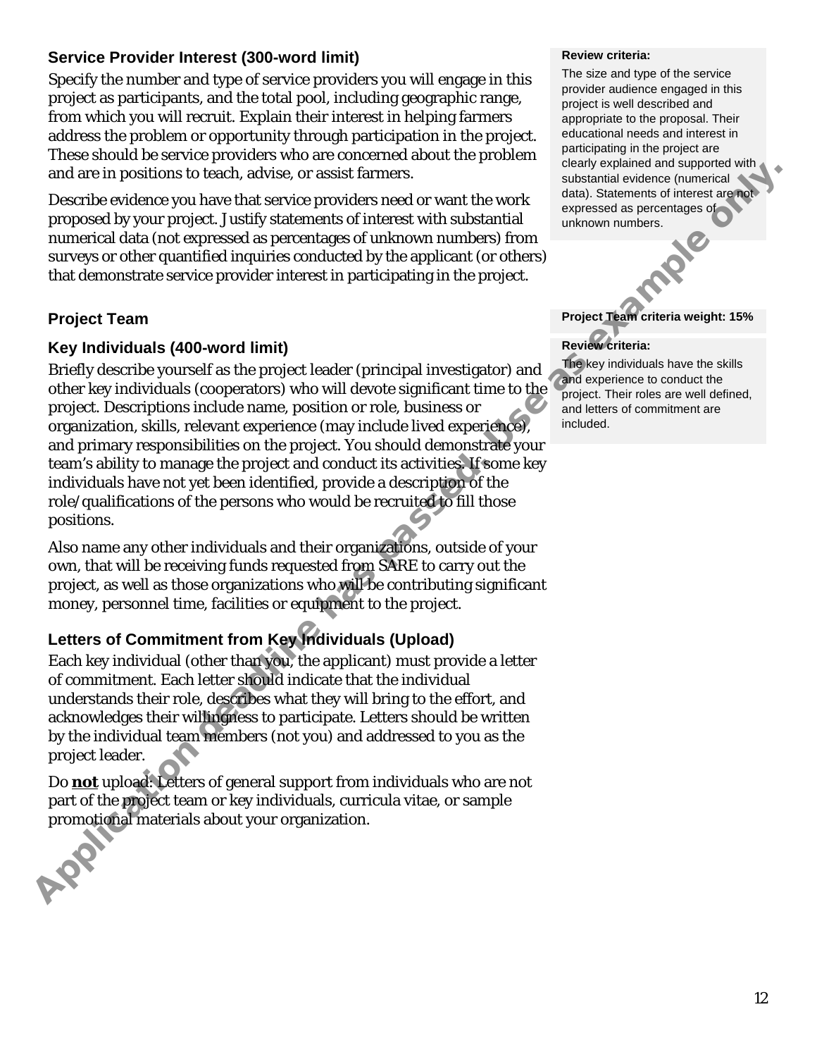### Service Provider Interest (300-word limit)

Specify the number and type of service providers you will engage in this project as participants, and the total pool, including geographic range, from which you will recruit. Explain their interest in helping farmers address the problem or opportunity through participation in the project. These should be service providers who are concerned about the problem and are in positions to teach, advise, or assist farmers.

Describe evidence you have that service providers need or want the work proposed by your project. Justify statements of interest with substantial numerical data (not expressed as percentages of unknown numbers) from surveys or other quantified inquiries conducted by the applicant (or others) that demonstrate service provider interest in participating in the project.

**Review criteria:**

The size and type of the service provider audience engaged in this project is well described and appropriate to the proposal. Their educational needs and interest in participating in the project are clearly explained and supported with substantial evidence (numerical data). Statements of interest are not expressed as percentages of unknown numbers.

### Project Team

**Project Team criteria weight: 15%**

### Key Individuals (400-word limit)

Briefly describe yourself as the project leader (principal investigator) and other key individuals (cooperators) who will devote significant time to the project. Descriptions include name, position or role, business or organization, skills, relevant experience (may include lived experience), and primary responsibilities on the project. You should demonstrate your team's ability to manage the project and conduct its activities. If some key individuals have not yet been identified, provide a description of the role/qualifications of the persons who would be recruited to fill those positions.

Also name any other individuals and their organizations, outside of your own, that will be receiving funds requested from SARE to carry out the project, as well as those organizations who will be contributing significant money, personnel time, facilities or equipment to the project.

**Review criteria:**

The key individuals have the skills and experience to conduct the project. Their roles are well defined, and letters of commitment are included.

### Letters of Commitment from Key Individuals (Upload)

Each key individual (other than you, the applicant) must provide a letter of commitment. Each letter should indicate that the individual understands their role, describes what they will bring to the effort, and acknowledges their willingness to participate. Letters should be written by the individual team members (not you) and addressed to you as the project leader.

Do **not** upload: Letters of general support from individuals who are not part of the project team or key individuals, curricula vitae, or sample promotional materials about your organization.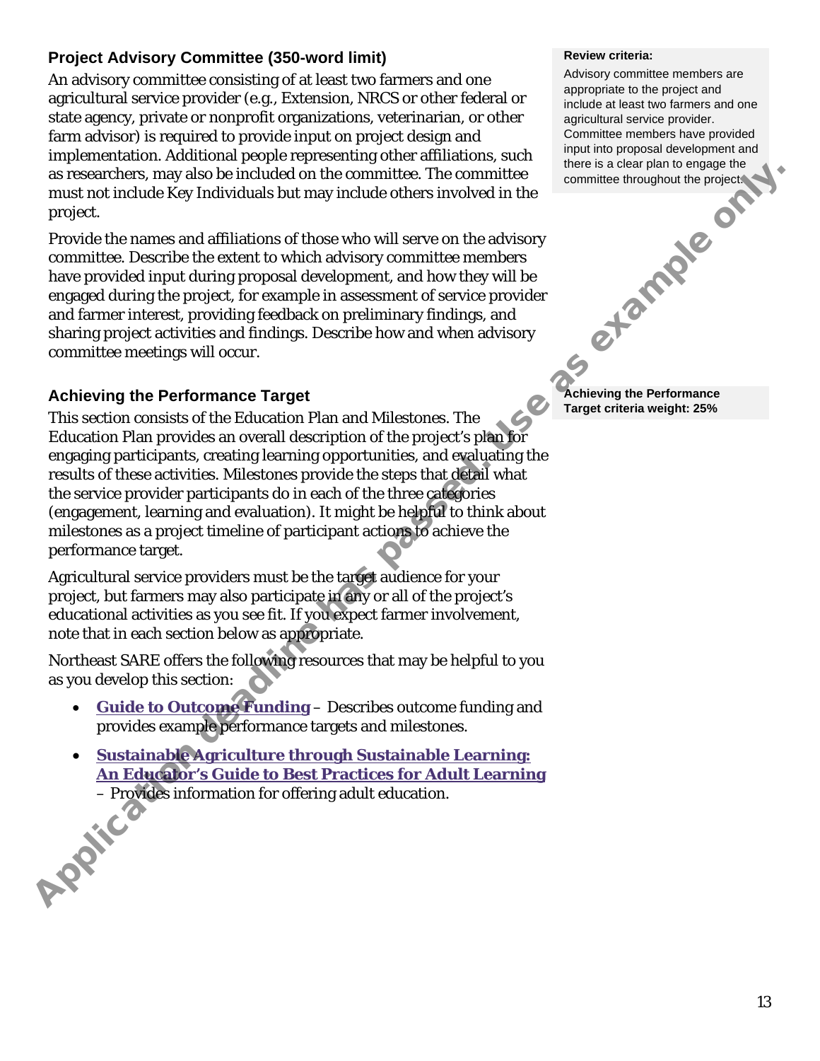## Project Advisory Committee (350-word limit)

An advisory committee consisting of at least two farmers and one agricultural service provider (e.g., Extension, NRCS or other federal or state agency, private or nonprofit organizations, veterinarian, or other farm advisor) is required to provide input on project design and implementation. Additional people representing other affiliations, such as researchers, may also be included on the committee. The committee must not include Key Individuals but may include others involved in the project.

Provide the names and affiliations of those who will serve on the advisory committee. Describe the extent to which advisory committee members have provided input during proposal development, and how they will be engaged during the project, for example in assessment of service provider and farmer interest, providing feedback on preliminary findings, and sharing project activities and findings. Describe how and when advisory committee meetings will occur.

> **Review criteria:**
>
> Advisory committee members are appropriate to the project and include at least two farmers and one agricultural service provider. Committee members have provided input into proposal development and there is a clear plan to engage the committee throughout the project.

## Achieving the Performance Target

> **Achieving the Performance Target criteria weight: 25%**

This section consists of the Education Plan and Milestones. The Education Plan provides an overall description of the project's plan for engaging participants, creating learning opportunities, and evaluating the results of these activities. Milestones provide the steps that detail what the service provider participants do in each of the three categories (engagement, learning and evaluation). It might be helpful to think about milestones as a project timeline of participant actions to achieve the performance target.

Agricultural service providers must be the target audience for your project, but farmers may also participate in any or all of the project's educational activities as you see fit. If you expect farmer involvement, note that in each section below as appropriate.

Northeast SARE offers the following resources that may be helpful to you as you develop this section:

- **Guide to Outcome Funding** – Describes outcome funding and provides example performance targets and milestones.
- **Sustainable Agriculture through Sustainable Learning: An Educator's Guide to Best Practices for Adult Learning** – Provides information for offering adult education.

Application deadline has passed. Use as example only.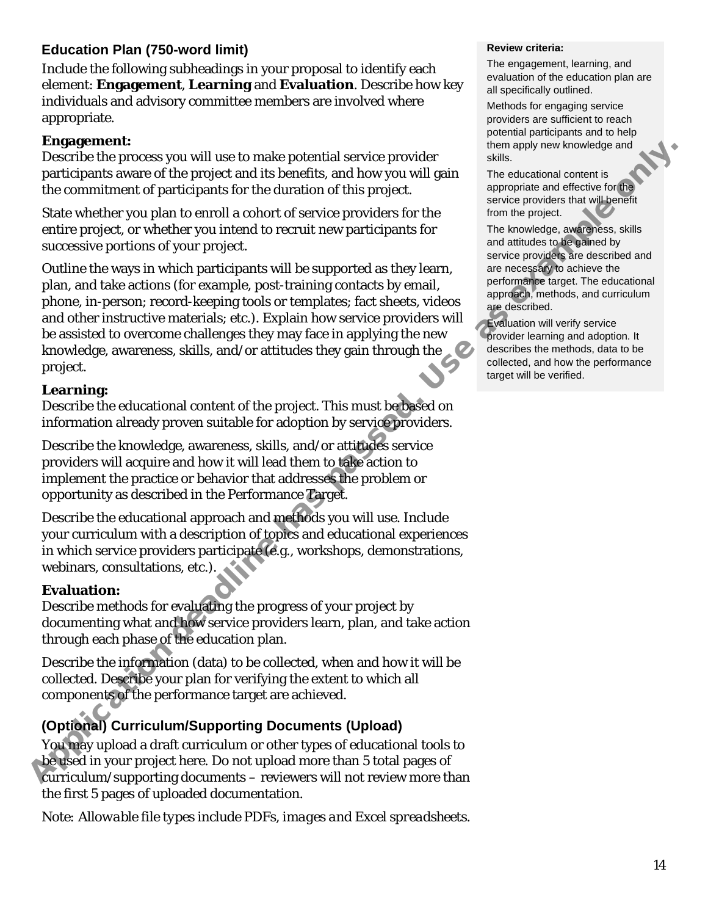## Education Plan (750-word limit)

Include the following subheadings in your proposal to identify each element: **Engagement**, **Learning** and **Evaluation**. Describe how key individuals and advisory committee members are involved where appropriate.

**Engagement:**
Describe the process you will use to make potential service provider participants aware of the project and its benefits, and how you will gain the commitment of participants for the duration of this project.

State whether you plan to enroll a cohort of service providers for the entire project, or whether you intend to recruit new participants for successive portions of your project.

Outline the ways in which participants will be supported as they learn, plan, and take actions (for example, post-training contacts by email, phone, in-person; record-keeping tools or templates; fact sheets, videos and other instructive materials; etc.). Explain how service providers will be assisted to overcome challenges they may face in applying the new knowledge, awareness, skills, and/or attitudes they gain through the project.

**Learning:**
Describe the educational content of the project. This must be based on information already proven suitable for adoption by service providers.

Describe the knowledge, awareness, skills, and/or attitudes service providers will acquire and how it will lead them to take action to implement the practice or behavior that addresses the problem or opportunity as described in the Performance Target.

Describe the educational approach and methods you will use. Include your curriculum with a description of topics and educational experiences in which service providers participate (e.g., workshops, demonstrations, webinars, consultations, etc.).

**Evaluation:**
Describe methods for evaluating the progress of your project by documenting what and how service providers learn, plan, and take action through each phase of the education plan.

Describe the information (data) to be collected, when and how it will be collected. Describe your plan for verifying the extent to which all components of the performance target are achieved.

**Review criteria:**

The engagement, learning, and evaluation of the education plan are all specifically outlined.

Methods for engaging service providers are sufficient to reach potential participants and to help them apply new knowledge and skills.

The educational content is appropriate and effective for the service providers that will benefit from the project.

The knowledge, awareness, skills and attitudes to be gained by service providers are described and are necessary to achieve the performance target. The educational approach, methods, and curriculum are described.

Evaluation will verify service provider learning and adoption. It describes the methods, data to be collected, and how the performance target will be verified.

## (Optional) Curriculum/Supporting Documents (Upload)

You may upload a draft curriculum or other types of educational tools to be used in your project here. Do not upload more than 5 total pages of curriculum/supporting documents – reviewers will not review more than the first 5 pages of uploaded documentation.

*Note: Allowable file types include PDFs, images and Excel spreadsheets.*

Application deadline has passed. Use as example only.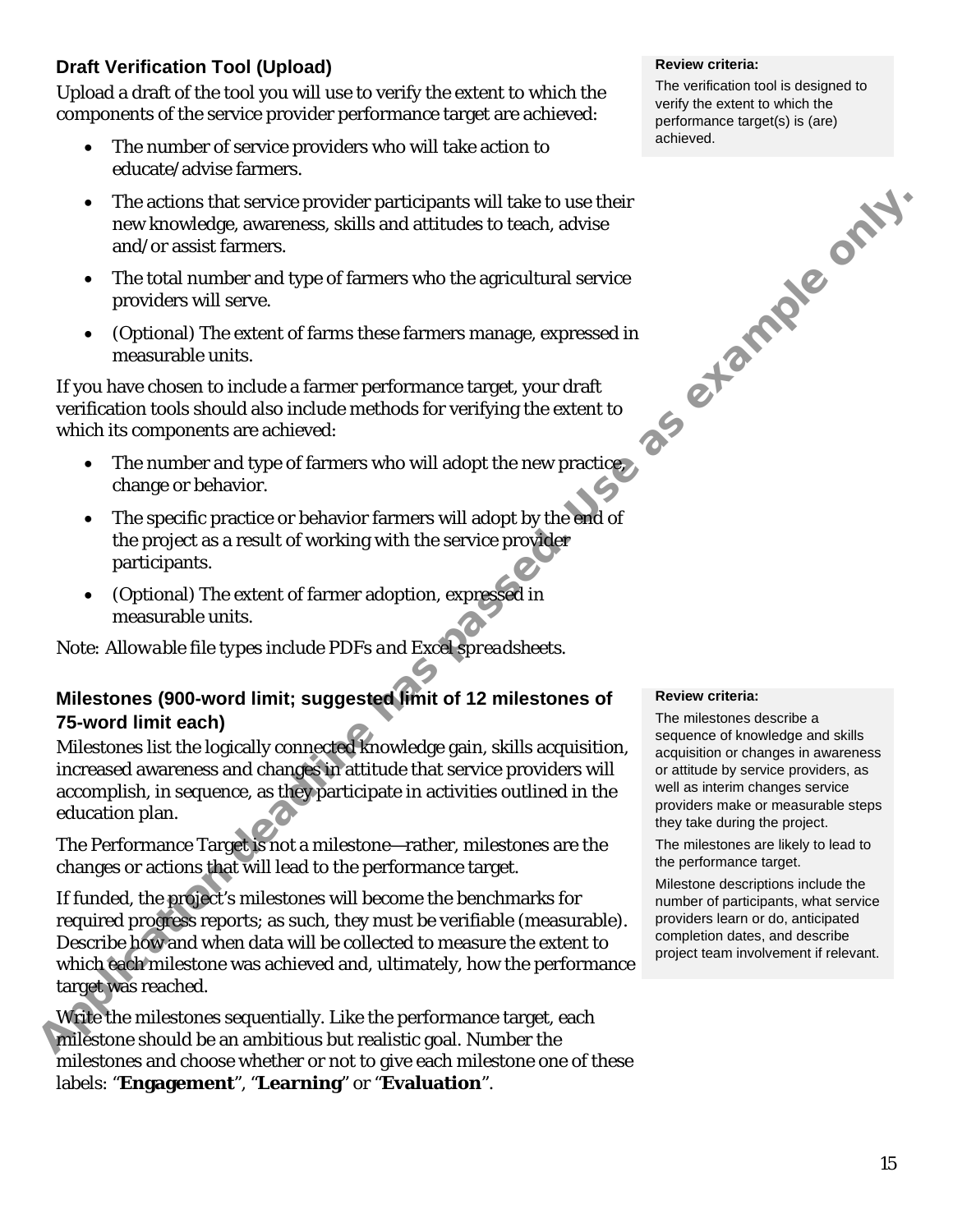### Draft Verification Tool (Upload)

Upload a draft of the tool you will use to verify the extent to which the components of the service provider performance target are achieved:

- The number of service providers who will take action to educate/advise farmers.
- The actions that service provider participants will take to use their new knowledge, awareness, skills and attitudes to teach, advise and/or assist farmers.
- The total number and type of farmers who the agricultural service providers will serve.
- (Optional) The extent of farms these farmers manage, expressed in measurable units.

If you have chosen to include a farmer performance target, your draft verification tools should also include methods for verifying the extent to which its components are achieved:

- The number and type of farmers who will adopt the new practice, change or behavior.
- The specific practice or behavior farmers will adopt by the end of the project as a result of working with the service provider participants.
- (Optional) The extent of farmer adoption, expressed in measurable units.

*Note: Allowable file types include PDFs and Excel spreadsheets.*

**Review criteria:**

The verification tool is designed to verify the extent to which the performance target(s) is (are) achieved.

### Milestones (900-word limit; suggested limit of 12 milestones of 75-word limit each)

Milestones list the logically connected knowledge gain, skills acquisition, increased awareness and changes in attitude that service providers will accomplish, in sequence, as they participate in activities outlined in the education plan.

The Performance Target is not a milestone—rather, milestones are the changes or actions that will lead to the performance target.

If funded, the project's milestones will become the benchmarks for required progress reports; as such, they must be verifiable (measurable). Describe how and when data will be collected to measure the extent to which each milestone was achieved and, ultimately, how the performance target was reached.

Write the milestones sequentially. Like the performance target, each milestone should be an ambitious but realistic goal. Number the milestones and choose whether or not to give each milestone one of these labels: "**Engagement**", "**Learning**" or "**Evaluation**".

**Review criteria:**

The milestones describe a sequence of knowledge and skills acquisition or changes in awareness or attitude by service providers, as well as interim changes service providers make or measurable steps they take during the project.

The milestones are likely to lead to the performance target.

Milestone descriptions include the number of participants, what service providers learn or do, anticipated completion dates, and describe project team involvement if relevant.

Application deadline has passed. Use as example only.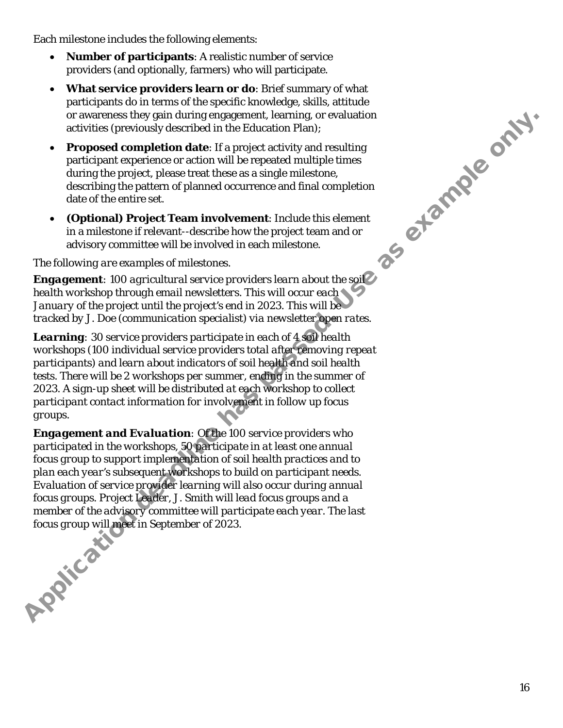Each milestone includes the following elements:

- **Number of participants**: A realistic number of service providers (and optionally, farmers) who will participate.
- **What service providers learn or do**: Brief summary of what participants do in terms of the specific knowledge, skills, attitude or awareness they gain during engagement, learning, or evaluation activities (previously described in the Education Plan);
- **Proposed completion date**: If a project activity and resulting participant experience or action will be repeated multiple times during the project, please treat these as a single milestone, describing the pattern of planned occurrence and final completion date of the entire set.
- **(Optional) Project Team involvement**: Include this element in a milestone if relevant--describe how the project team and or advisory committee will be involved in each milestone.

*The following are examples of milestones.*

***Engagement***: *100 agricultural service providers learn about the soil health workshop through email newsletters. This will occur each January of the project until the project's end in 2023. This will be tracked by J. Doe (communication specialist) via newsletter open rates.*

***Learning***: *30 service providers participate in each of 4 soil health workshops (100 individual service providers total after removing repeat participants) and learn about indicators of soil health and soil health tests. There will be 2 workshops per summer, ending in the summer of 2023. A sign-up sheet will be distributed at each workshop to collect participant contact information for involvement in follow up focus groups.*

***Engagement and Evaluation***: *Of the 100 service providers who participated in the workshops, 50 participate in at least one annual focus group to support implementation of soil health practices and to plan each year's subsequent workshops to build on participant needs. Evaluation of service provider learning will also occur during annual focus groups. Project Leader, J. Smith will lead focus groups and a member of the advisory committee will participate each year. The last focus group will meet in September of 2023.*

Application deadline has passed. Use as example only.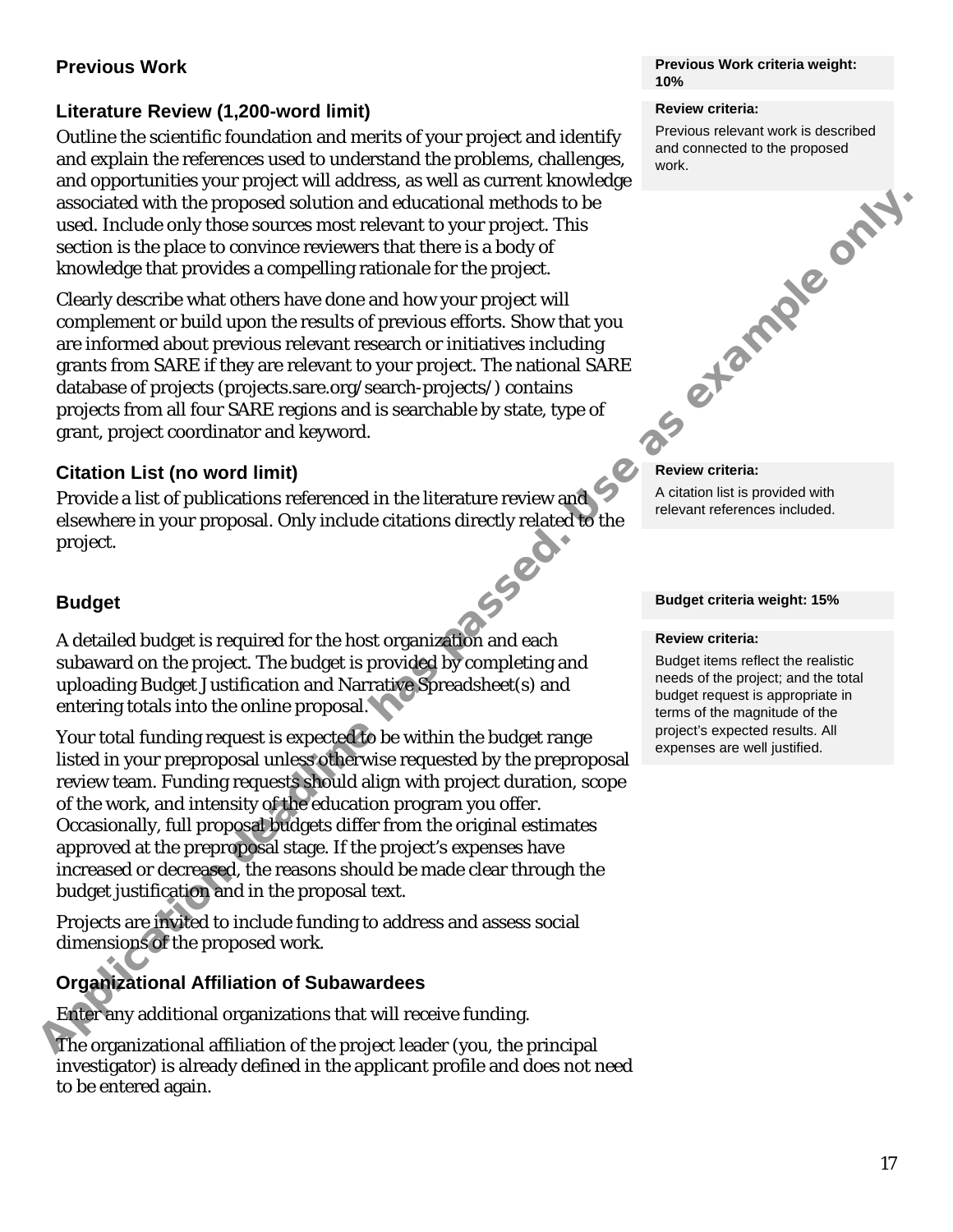## Previous Work

**Previous Work criteria weight: 10%**

### Literature Review (1,200-word limit)

**Review criteria:**

Previous relevant work is described and connected to the proposed work.

Outline the scientific foundation and merits of your project and identify and explain the references used to understand the problems, challenges, and opportunities your project will address, as well as current knowledge associated with the proposed solution and educational methods to be used. Include only those sources most relevant to your project. This section is the place to convince reviewers that there is a body of knowledge that provides a compelling rationale for the project.

Clearly describe what others have done and how your project will complement or build upon the results of previous efforts. Show that you are informed about previous relevant research or initiatives including grants from SARE if they are relevant to your project. The national SARE database of projects (projects.sare.org/search-projects/) contains projects from all four SARE regions and is searchable by state, type of grant, project coordinator and keyword.

### Citation List (no word limit)

**Review criteria:**

A citation list is provided with relevant references included.

Provide a list of publications referenced in the literature review and elsewhere in your proposal. Only include citations directly related to the project.

## Budget

**Budget criteria weight: 15%**

**Review criteria:**

Budget items reflect the realistic needs of the project; and the total budget request is appropriate in terms of the magnitude of the project's expected results. All expenses are well justified.

A detailed budget is required for the host organization and each subaward on the project. The budget is provided by completing and uploading Budget Justification and Narrative Spreadsheet(s) and entering totals into the online proposal.

Your total funding request is expected to be within the budget range listed in your preproposal unless otherwise requested by the preproposal review team. Funding requests should align with project duration, scope of the work, and intensity of the education program you offer. Occasionally, full proposal budgets differ from the original estimates approved at the preproposal stage. If the project's expenses have increased or decreased, the reasons should be made clear through the budget justification and in the proposal text.

Projects are invited to include funding to address and assess social dimensions of the proposed work.

### Organizational Affiliation of Subawardees

Enter any additional organizations that will receive funding.

The organizational affiliation of the project leader (you, the principal investigator) is already defined in the applicant profile and does not need to be entered again.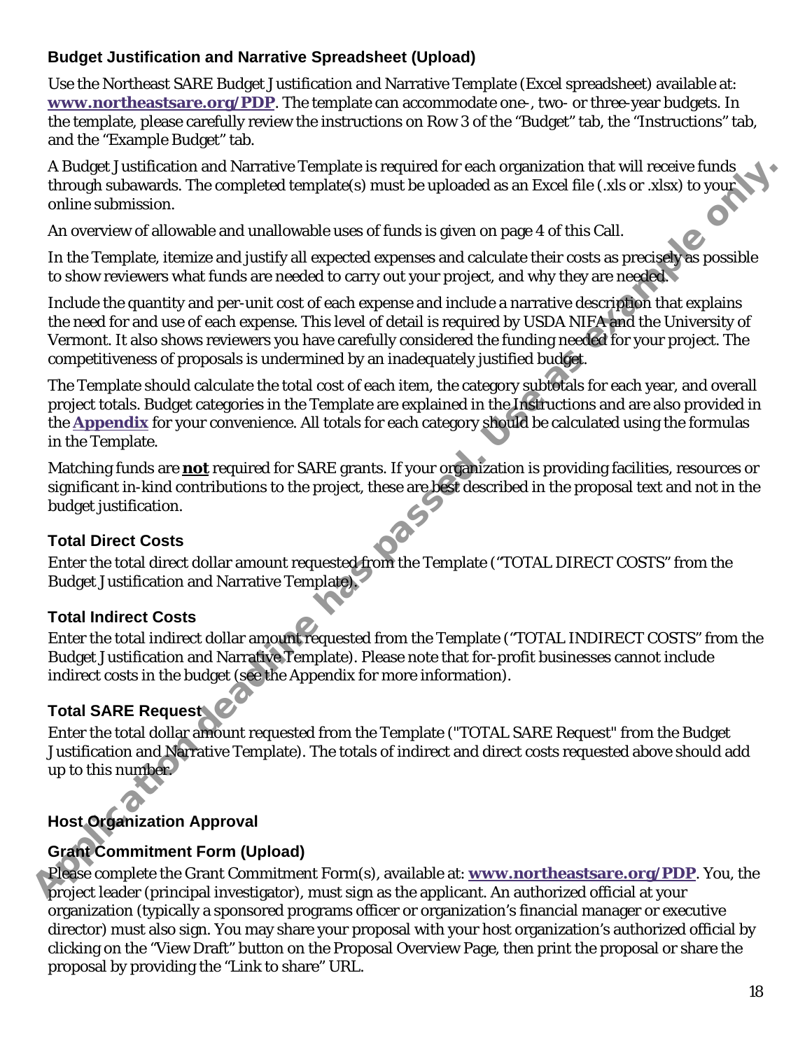### Budget Justification and Narrative Spreadsheet (Upload)

Use the Northeast SARE Budget Justification and Narrative Template (Excel spreadsheet) available at: **www.northeastsare.org/PDP**. The template can accommodate one-, two- or three-year budgets. In the template, please carefully review the instructions on Row 3 of the "Budget" tab, the "Instructions" tab, and the "Example Budget" tab.

A Budget Justification and Narrative Template is required for each organization that will receive funds through subawards. The completed template(s) must be uploaded as an Excel file (.xls or .xlsx) to your online submission.

An overview of allowable and unallowable uses of funds is given on page 4 of this Call.

In the Template, itemize and justify all expected expenses and calculate their costs as precisely as possible to show reviewers what funds are needed to carry out your project, and why they are needed.

Include the quantity and per-unit cost of each expense and include a narrative description that explains the need for and use of each expense. This level of detail is required by USDA NIFA and the University of Vermont. It also shows reviewers you have carefully considered the funding needed for your project. The competitiveness of proposals is undermined by an inadequately justified budget.

The Template should calculate the total cost of each item, the category subtotals for each year, and overall project totals. Budget categories in the Template are explained in the Instructions and are also provided in the **Appendix** for your convenience. All totals for each category should be calculated using the formulas in the Template.

Matching funds are **not** required for SARE grants. If your organization is providing facilities, resources or significant in-kind contributions to the project, these are best described in the proposal text and not in the budget justification.

### Total Direct Costs

Enter the total direct dollar amount requested from the Template ("TOTAL DIRECT COSTS" from the Budget Justification and Narrative Template).

### Total Indirect Costs

Enter the total indirect dollar amount requested from the Template ("TOTAL INDIRECT COSTS" from the Budget Justification and Narrative Template). Please note that for-profit businesses cannot include indirect costs in the budget (see the Appendix for more information).

### Total SARE Request

Enter the total dollar amount requested from the Template ("TOTAL SARE Request" from the Budget Justification and Narrative Template). The totals of indirect and direct costs requested above should add up to this number.

### Host Organization Approval

### Grant Commitment Form (Upload)

Please complete the Grant Commitment Form(s), available at: **www.northeastsare.org/PDP**. You, the project leader (principal investigator), must sign as the applicant. An authorized official at your organization (typically a sponsored programs officer or organization's financial manager or executive director) must also sign. You may share your proposal with your host organization's authorized official by clicking on the "View Draft" button on the Proposal Overview Page, then print the proposal or share the proposal by providing the "Link to share" URL.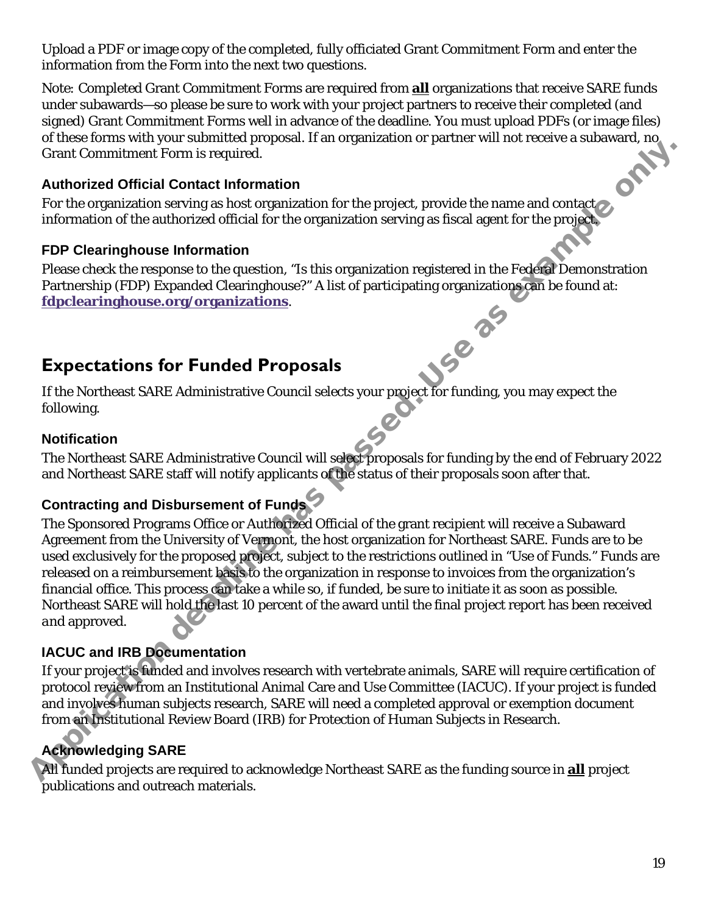Upload a PDF or image copy of the completed, fully officiated Grant Commitment Form and enter the information from the Form into the next two questions.

Note: Completed Grant Commitment Forms are required from **all** organizations that receive SARE funds under subawards—so please be sure to work with your project partners to receive their completed (and signed) Grant Commitment Forms well in advance of the deadline. You must upload PDFs (or image files) of these forms with your submitted proposal. If an organization or partner will not receive a subaward, no Grant Commitment Form is required.

### Authorized Official Contact Information

For the organization serving as host organization for the project, provide the name and contact information of the authorized official for the organization serving as fiscal agent for the project.

### FDP Clearinghouse Information

Please check the response to the question, "Is this organization registered in the Federal Demonstration Partnership (FDP) Expanded Clearinghouse?" A list of participating organizations can be found at: **fdpclearinghouse.org/organizations**.

## Expectations for Funded Proposals

If the Northeast SARE Administrative Council selects your project for funding, you may expect the following.

### Notification

The Northeast SARE Administrative Council will select proposals for funding by the end of February 2022 and Northeast SARE staff will notify applicants of the status of their proposals soon after that.

### Contracting and Disbursement of Funds

The Sponsored Programs Office or Authorized Official of the grant recipient will receive a Subaward Agreement from the University of Vermont, the host organization for Northeast SARE. Funds are to be used exclusively for the proposed project, subject to the restrictions outlined in "Use of Funds." Funds are released on a reimbursement basis to the organization in response to invoices from the organization's financial office. This process can take a while so, if funded, be sure to initiate it as soon as possible. Northeast SARE will hold the last 10 percent of the award until the final project report has been received and approved.

### IACUC and IRB Documentation

If your project is funded and involves research with vertebrate animals, SARE will require certification of protocol review from an Institutional Animal Care and Use Committee (IACUC). If your project is funded and involves human subjects research, SARE will need a completed approval or exemption document from an Institutional Review Board (IRB) for Protection of Human Subjects in Research.

### Acknowledging SARE

All funded projects are required to acknowledge Northeast SARE as the funding source in **all** project publications and outreach materials.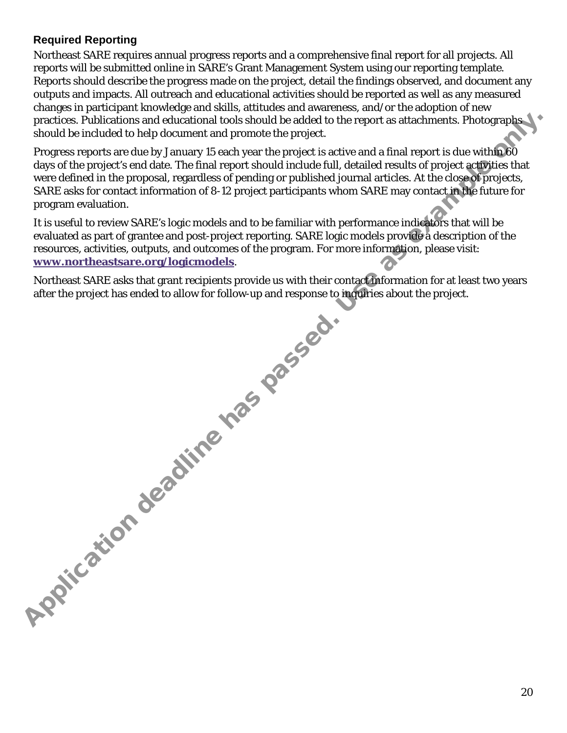### Required Reporting

Northeast SARE requires annual progress reports and a comprehensive final report for all projects. All reports will be submitted online in SARE's Grant Management System using our reporting template. Reports should describe the progress made on the project, detail the findings observed, and document any outputs and impacts. All outreach and educational activities should be reported as well as any measured changes in participant knowledge and skills, attitudes and awareness, and/or the adoption of new practices. Publications and educational tools should be added to the report as attachments. Photographs should be included to help document and promote the project.

Progress reports are due by January 15 each year the project is active and a final report is due within 60 days of the project's end date. The final report should include full, detailed results of project activities that were defined in the proposal, regardless of pending or published journal articles. At the close of projects, SARE asks for contact information of 8-12 project participants whom SARE may contact in the future for program evaluation.

It is useful to review SARE's logic models and to be familiar with performance indicators that will be evaluated as part of grantee and post-project reporting. SARE logic models provide a description of the resources, activities, outputs, and outcomes of the program. For more information, please visit: **www.northeastsare.org/logicmodels**.

Northeast SARE asks that grant recipients provide us with their contact information for at least two years after the project has ended to allow for follow-up and response to inquiries about the project.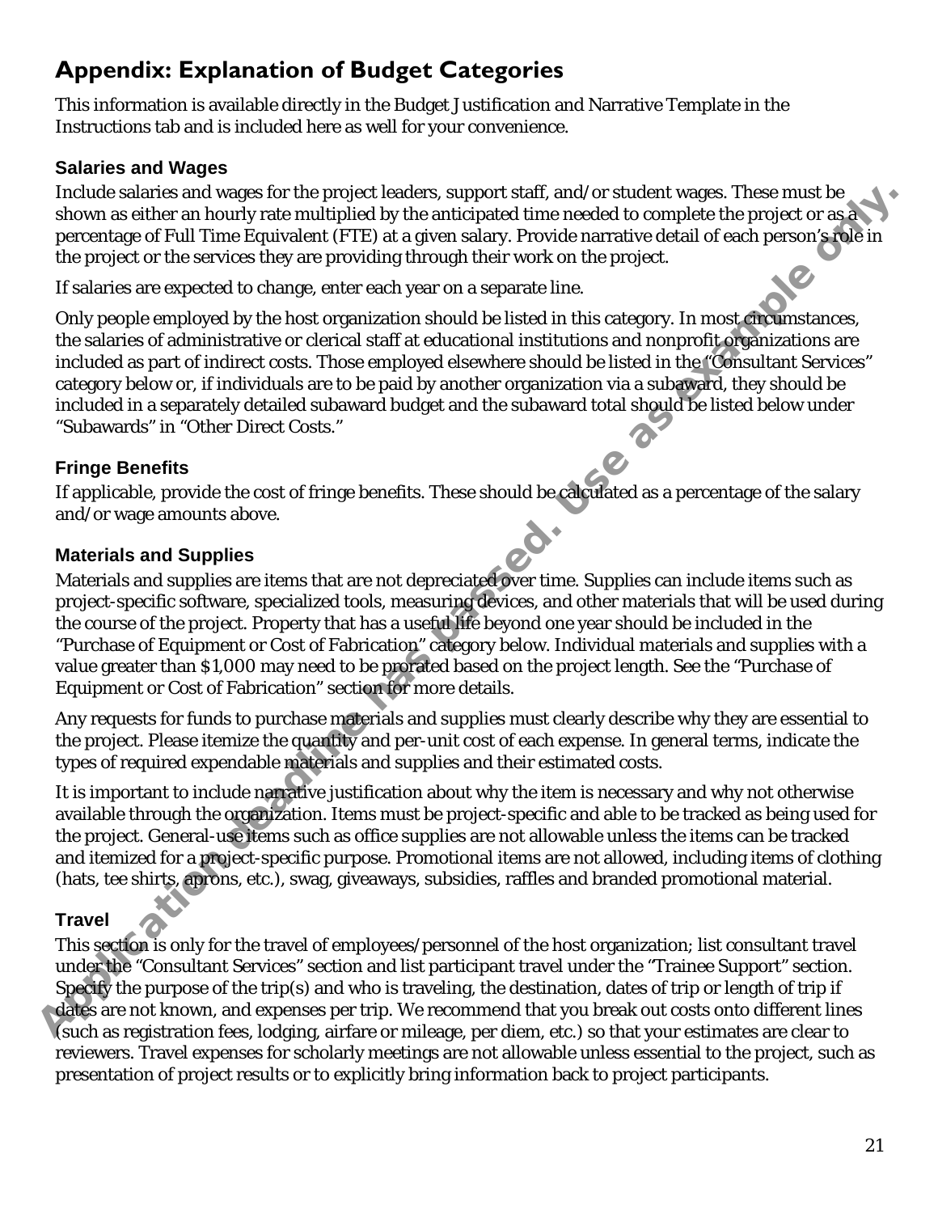## Appendix: Explanation of Budget Categories

This information is available directly in the Budget Justification and Narrative Template in the Instructions tab and is included here as well for your convenience.

### Salaries and Wages

Include salaries and wages for the project leaders, support staff, and/or student wages. These must be shown as either an hourly rate multiplied by the anticipated time needed to complete the project or as a percentage of Full Time Equivalent (FTE) at a given salary. Provide narrative detail of each person's role in the project or the services they are providing through their work on the project.

If salaries are expected to change, enter each year on a separate line.

Only people employed by the host organization should be listed in this category. In most circumstances, the salaries of administrative or clerical staff at educational institutions and nonprofit organizations are included as part of indirect costs. Those employed elsewhere should be listed in the "Consultant Services" category below or, if individuals are to be paid by another organization via a subaward, they should be included in a separately detailed subaward budget and the subaward total should be listed below under "Subawards" in "Other Direct Costs."

### Fringe Benefits

If applicable, provide the cost of fringe benefits. These should be calculated as a percentage of the salary and/or wage amounts above.

### Materials and Supplies

Materials and supplies are items that are not depreciated over time. Supplies can include items such as project-specific software, specialized tools, measuring devices, and other materials that will be used during the course of the project. Property that has a useful life beyond one year should be included in the "Purchase of Equipment or Cost of Fabrication" category below. Individual materials and supplies with a value greater than $1,000 may need to be prorated based on the project length. See the "Purchase of Equipment or Cost of Fabrication" section for more details.

Any requests for funds to purchase materials and supplies must clearly describe why they are essential to the project. Please itemize the quantity and per-unit cost of each expense. In general terms, indicate the types of required expendable materials and supplies and their estimated costs.

It is important to include narrative justification about why the item is necessary and why not otherwise available through the organization. Items must be project-specific and able to be tracked as being used for the project. General-use items such as office supplies are not allowable unless the items can be tracked and itemized for a project-specific purpose. Promotional items are not allowed, including items of clothing (hats, tee shirts, aprons, etc.), swag, giveaways, subsidies, raffles and branded promotional material.

### Travel

This section is only for the travel of employees/personnel of the host organization; list consultant travel under the "Consultant Services" section and list participant travel under the "Trainee Support" section. Specify the purpose of the trip(s) and who is traveling, the destination, dates of trip or length of trip if dates are not known, and expenses per trip. We recommend that you break out costs onto different lines (such as registration fees, lodging, airfare or mileage, per diem, etc.) so that your estimates are clear to reviewers. Travel expenses for scholarly meetings are not allowable unless essential to the project, such as presentation of project results or to explicitly bring information back to project participants.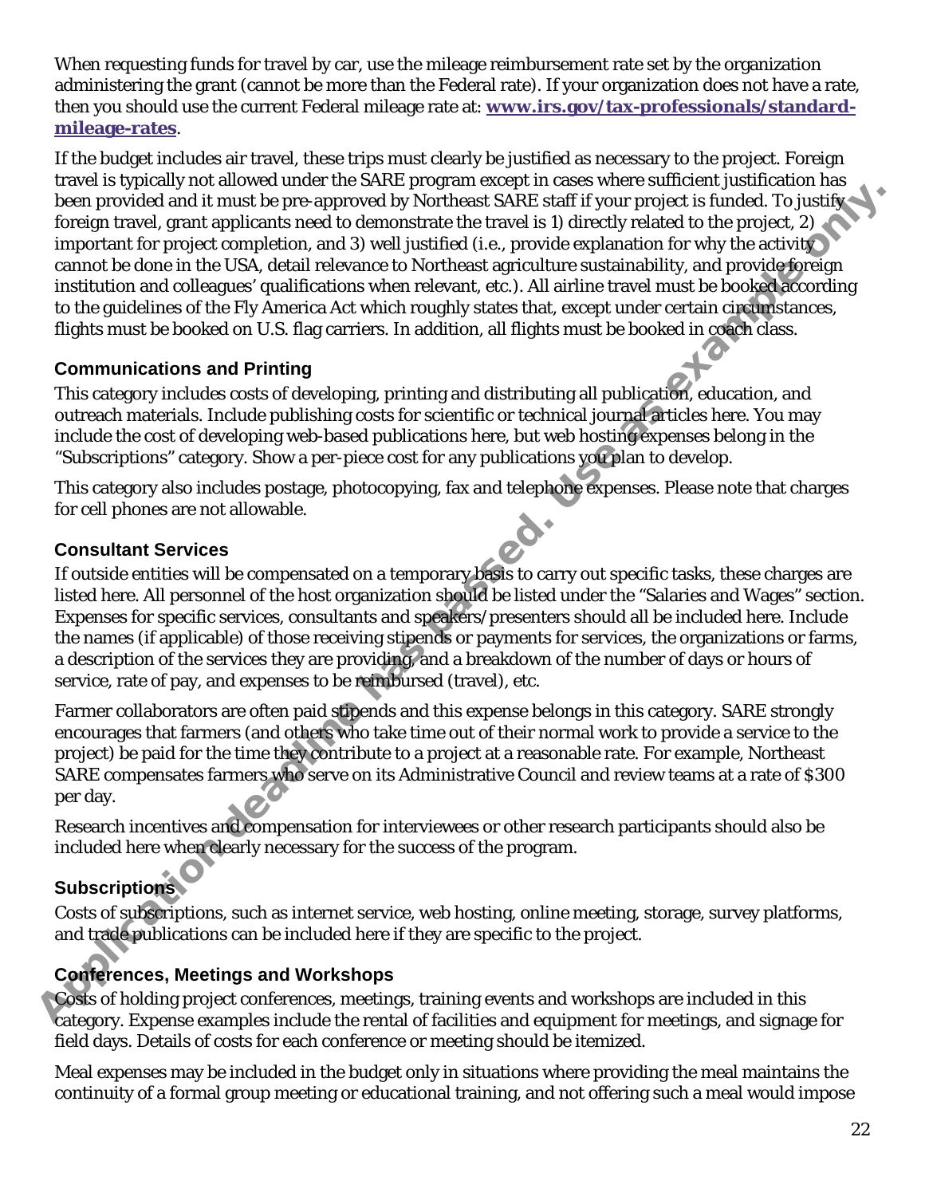When requesting funds for travel by car, use the mileage reimbursement rate set by the organization administering the grant (cannot be more than the Federal rate). If your organization does not have a rate, then you should use the current Federal mileage rate at: **[www.irs.gov/tax-professionals/standard-mileage-rates](www.irs.gov/tax-professionals/standard-mileage-rates)**.

If the budget includes air travel, these trips must clearly be justified as necessary to the project. Foreign travel is typically not allowed under the SARE program except in cases where sufficient justification has been provided and it must be pre-approved by Northeast SARE staff if your project is funded. To justify foreign travel, grant applicants need to demonstrate the travel is 1) directly related to the project, 2) important for project completion, and 3) well justified (i.e., provide explanation for why the activity cannot be done in the USA, detail relevance to Northeast agriculture sustainability, and provide foreign institution and colleagues' qualifications when relevant, etc.). All airline travel must be booked according to the guidelines of the Fly America Act which roughly states that, except under certain circumstances, flights must be booked on U.S. flag carriers. In addition, all flights must be booked in coach class.

### Communications and Printing

This category includes costs of developing, printing and distributing all publication, education, and outreach materials. Include publishing costs for scientific or technical journal articles here. You may include the cost of developing web-based publications here, but web hosting expenses belong in the "Subscriptions" category. Show a per-piece cost for any publications you plan to develop.

This category also includes postage, photocopying, fax and telephone expenses. Please note that charges for cell phones are not allowable.

### Consultant Services

If outside entities will be compensated on a temporary basis to carry out specific tasks, these charges are listed here. All personnel of the host organization should be listed under the "Salaries and Wages" section. Expenses for specific services, consultants and speakers/presenters should all be included here. Include the names (if applicable) of those receiving stipends or payments for services, the organizations or farms, a description of the services they are providing, and a breakdown of the number of days or hours of service, rate of pay, and expenses to be reimbursed (travel), etc.

Farmer collaborators are often paid stipends and this expense belongs in this category. SARE strongly encourages that farmers (and others who take time out of their normal work to provide a service to the project) be paid for the time they contribute to a project at a reasonable rate. For example, Northeast SARE compensates farmers who serve on its Administrative Council and review teams at a rate of $300 per day.

Research incentives and compensation for interviewees or other research participants should also be included here when clearly necessary for the success of the program.

### Subscriptions

Costs of subscriptions, such as internet service, web hosting, online meeting, storage, survey platforms, and trade publications can be included here if they are specific to the project.

### Conferences, Meetings and Workshops

Costs of holding project conferences, meetings, training events and workshops are included in this category. Expense examples include the rental of facilities and equipment for meetings, and signage for field days. Details of costs for each conference or meeting should be itemized.

Meal expenses may be included in the budget only in situations where providing the meal maintains the continuity of a formal group meeting or educational training, and not offering such a meal would impose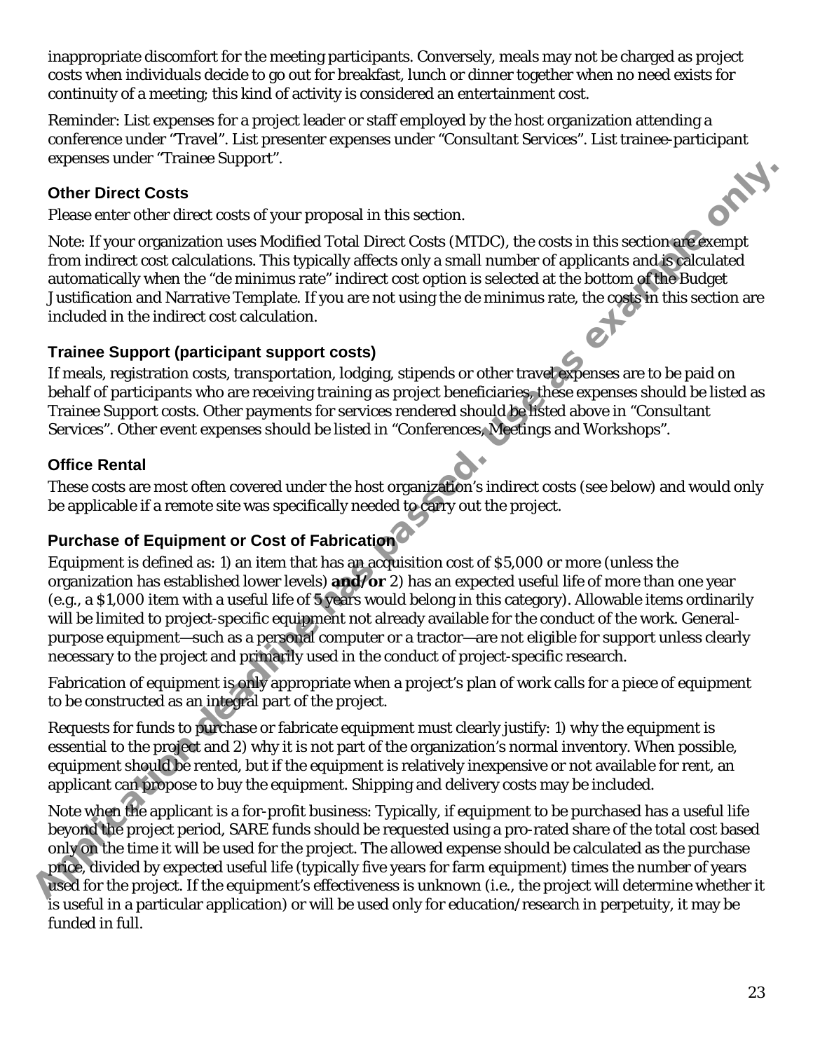inappropriate discomfort for the meeting participants. Conversely, meals may not be charged as project costs when individuals decide to go out for breakfast, lunch or dinner together when no need exists for continuity of a meeting; this kind of activity is considered an entertainment cost.

Reminder: List expenses for a project leader or staff employed by the host organization attending a conference under "Travel". List presenter expenses under "Consultant Services". List trainee-participant expenses under "Trainee Support".

### Other Direct Costs

Please enter other direct costs of your proposal in this section.

Note: If your organization uses Modified Total Direct Costs (MTDC), the costs in this section are exempt from indirect cost calculations. This typically affects only a small number of applicants and is calculated automatically when the "de minimus rate" indirect cost option is selected at the bottom of the Budget Justification and Narrative Template. If you are not using the de minimus rate, the costs in this section are included in the indirect cost calculation.

### Trainee Support (participant support costs)

If meals, registration costs, transportation, lodging, stipends or other travel expenses are to be paid on behalf of participants who are receiving training as project beneficiaries, these expenses should be listed as Trainee Support costs. Other payments for services rendered should be listed above in "Consultant Services". Other event expenses should be listed in "Conferences, Meetings and Workshops".

### Office Rental

These costs are most often covered under the host organization's indirect costs (see below) and would only be applicable if a remote site was specifically needed to carry out the project.

### Purchase of Equipment or Cost of Fabrication

Equipment is defined as: 1) an item that has an acquisition cost of $5,000 or more (unless the organization has established lower levels) **and/or** 2) has an expected useful life of more than one year (e.g., a $1,000 item with a useful life of 5 years would belong in this category). Allowable items ordinarily will be limited to project-specific equipment not already available for the conduct of the work. General-purpose equipment—such as a personal computer or a tractor—are not eligible for support unless clearly necessary to the project and primarily used in the conduct of project-specific research.

Fabrication of equipment is only appropriate when a project's plan of work calls for a piece of equipment to be constructed as an integral part of the project.

Requests for funds to purchase or fabricate equipment must clearly justify: 1) why the equipment is essential to the project and 2) why it is not part of the organization's normal inventory. When possible, equipment should be rented, but if the equipment is relatively inexpensive or not available for rent, an applicant can propose to buy the equipment. Shipping and delivery costs may be included.

Note when the applicant is a for-profit business: Typically, if equipment to be purchased has a useful life beyond the project period, SARE funds should be requested using a pro-rated share of the total cost based only on the time it will be used for the project. The allowed expense should be calculated as the purchase price, divided by expected useful life (typically five years for farm equipment) times the number of years used for the project. If the equipment's effectiveness is unknown (i.e., the project will determine whether it is useful in a particular application) or will be used only for education/research in perpetuity, it may be funded in full.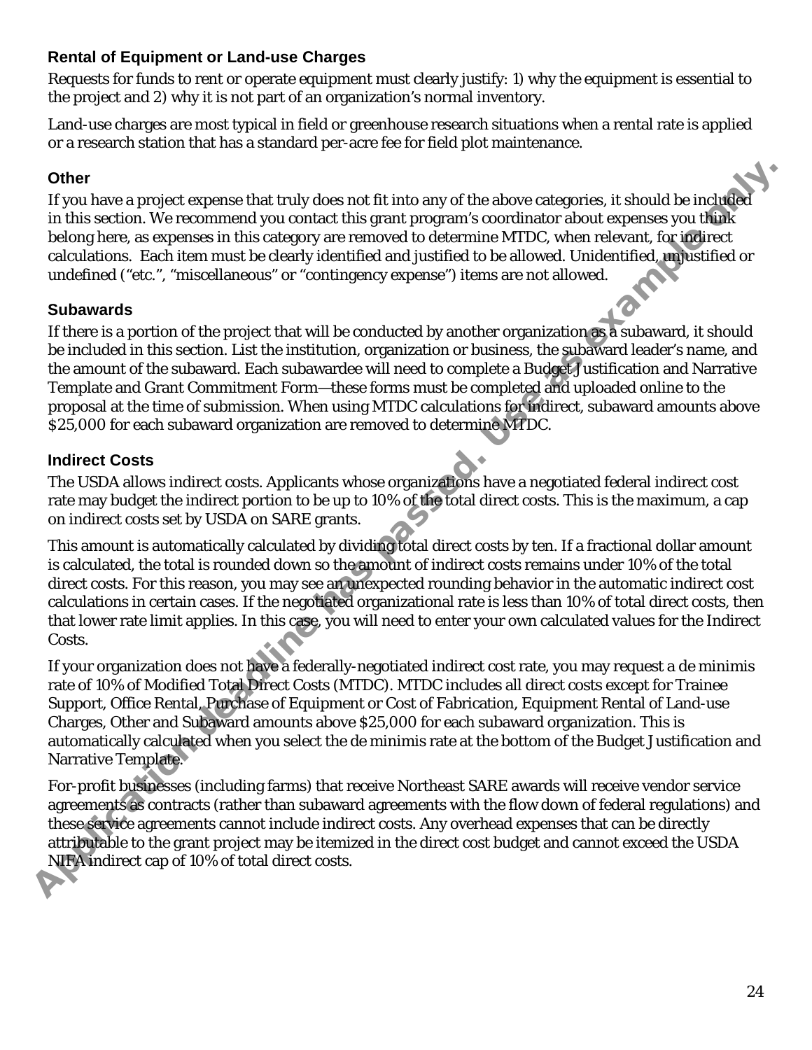### Rental of Equipment or Land-use Charges

Requests for funds to rent or operate equipment must clearly justify: 1) why the equipment is essential to the project and 2) why it is not part of an organization's normal inventory.

Land-use charges are most typical in field or greenhouse research situations when a rental rate is applied or a research station that has a standard per-acre fee for field plot maintenance.

### Other

If you have a project expense that truly does not fit into any of the above categories, it should be included in this section. We recommend you contact this grant program's coordinator about expenses you think belong here, as expenses in this category are removed to determine MTDC, when relevant, for indirect calculations. Each item must be clearly identified and justified to be allowed. Unidentified, unjustified or undefined ("etc.", "miscellaneous" or "contingency expense") items are not allowed.

### Subawards

If there is a portion of the project that will be conducted by another organization as a subaward, it should be included in this section. List the institution, organization or business, the subaward leader's name, and the amount of the subaward. Each subawardee will need to complete a Budget Justification and Narrative Template and Grant Commitment Form—these forms must be completed and uploaded online to the proposal at the time of submission. When using MTDC calculations for indirect, subaward amounts above $25,000 for each subaward organization are removed to determine MTDC.

### Indirect Costs

The USDA allows indirect costs. Applicants whose organizations have a negotiated federal indirect cost rate may budget the indirect portion to be up to 10% of the total direct costs. This is the maximum, a cap on indirect costs set by USDA on SARE grants.

This amount is automatically calculated by dividing total direct costs by ten. If a fractional dollar amount is calculated, the total is rounded down so the amount of indirect costs remains under 10% of the total direct costs. For this reason, you may see an unexpected rounding behavior in the automatic indirect cost calculations in certain cases. If the negotiated organizational rate is less than 10% of total direct costs, then that lower rate limit applies. In this case, you will need to enter your own calculated values for the Indirect Costs.

If your organization does not have a federally-negotiated indirect cost rate, you may request a de minimis rate of 10% of Modified Total Direct Costs (MTDC). MTDC includes all direct costs except for Trainee Support, Office Rental, Purchase of Equipment or Cost of Fabrication, Equipment Rental of Land-use Charges, Other and Subaward amounts above $25,000 for each subaward organization. This is automatically calculated when you select the de minimis rate at the bottom of the Budget Justification and Narrative Template.

For-profit businesses (including farms) that receive Northeast SARE awards will receive vendor service agreements as contracts (rather than subaward agreements with the flow down of federal regulations) and these service agreements cannot include indirect costs. Any overhead expenses that can be directly attributable to the grant project may be itemized in the direct cost budget and cannot exceed the USDA NIFA indirect cap of 10% of total direct costs.